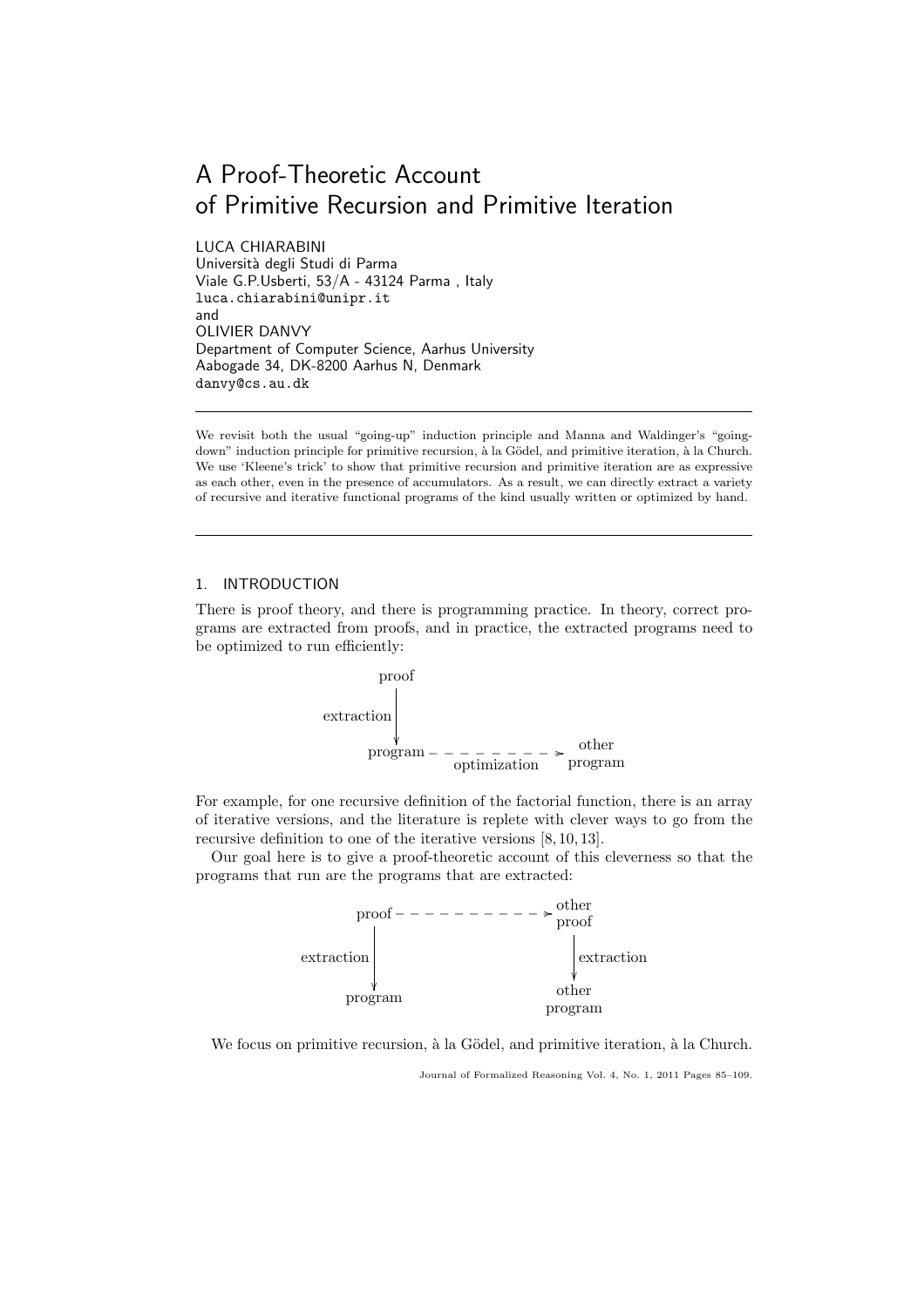# A Proof-Theoretic Account of Primitive Recursion and Primitive Iteration

LUCA CHIARABINI
Università degli Studi di Parma
Viale G.P.Usberti, 53/A - 43124 Parma , Italy
luca.chiarabini@unipr.it
and
OLIVIER DANVY
Department of Computer Science, Aarhus University
Aabogade 34, DK-8200 Aarhus N, Denmark
danvy@cs.au.dk

---

We revisit both the usual "going-up" induction principle and Manna and Waldinger's "going-down" induction principle for primitive recursion, à la Gödel, and primitive iteration, à la Church. We use 'Kleene's trick' to show that primitive recursion and primitive iteration are as expressive as each other, even in the presence of accumulators. As a result, we can directly extract a variety of recursive and iterative functional programs of the kind usually written or optimized by hand.

---

## 1. INTRODUCTION

There is proof theory, and there is programming practice. In theory, correct programs are extracted from proofs, and in practice, the extracted programs need to be optimized to run efficiently:

```
proof
  |
  | extraction
  v
program - - - - - - - - -> other
        optimization       program
```

For example, for one recursive definition of the factorial function, there is an array of iterative versions, and the literature is replete with clever ways to go from the recursive definition to one of the iterative versions [8, 10, 13].

Our goal here is to give a proof-theoretic account of this cleverness so that the programs that run are the programs that are extracted:

```
proof - - - - - - - - - - -> other
  |                          proof
  | extraction                 |
  v                            | extraction
program                        v
                             other
                             program
```

We focus on primitive recursion, à la Gödel, and primitive iteration, à la Church.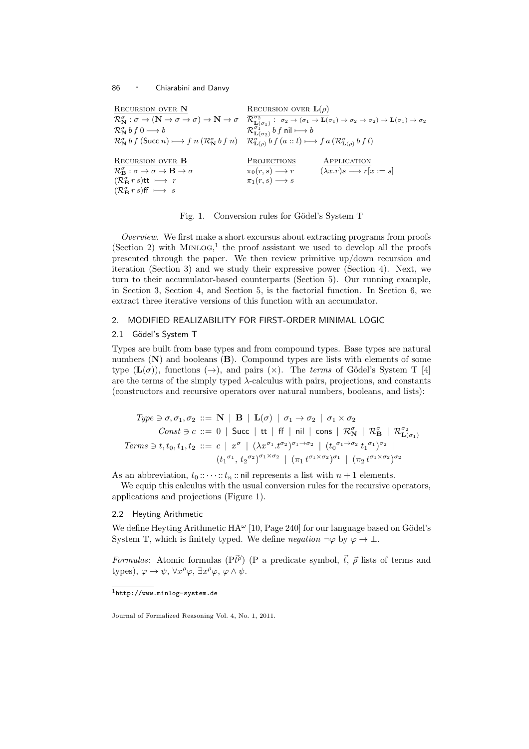RECURSION OVER $\mathbf{N}$

$$\mathcal{R}^{\sigma}_{\mathbf{N}} : \sigma \to (\mathbf{N} \to \sigma \to \sigma) \to \mathbf{N} \to \sigma$$
$$\mathcal{R}^{\sigma}_{\mathbf{N}}\, b\, f\, 0 \longmapsto b$$
$$\mathcal{R}^{\sigma}_{\mathbf{N}}\, b\, f\, (\mathsf{Succ}\, n) \longmapsto f\, n\, (\mathcal{R}^{\sigma}_{\mathbf{N}}\, b\, f\, n)$$

RECURSION OVER $\mathbf{L}(\rho)$

$$\mathcal{R}^{\sigma_2}_{\mathbf{L}(\sigma_1)} : \sigma_2 \to (\sigma_1 \to \mathbf{L}(\sigma_1) \to \sigma_2 \to \sigma_2) \to \mathbf{L}(\sigma_1) \to \sigma_2$$
$$\mathcal{R}^{\sigma_1}_{\mathbf{L}(\sigma_2)}\, b\, f\, \mathsf{nil} \longmapsto b$$
$$\mathcal{R}^{\sigma}_{\mathbf{L}(\rho)}\, b\, f\, (a :: l) \longmapsto f\, a\, (\mathcal{R}^{\sigma}_{\mathbf{L}(\rho)}\, b\, f\, l)$$

RECURSION OVER $\mathbf{B}$

$$\mathcal{R}^{\sigma}_{\mathbf{B}} : \sigma \to \sigma \to \mathbf{B} \to \sigma$$
$$(\mathcal{R}^{\sigma}_{\mathbf{B}}\, r\, s)\mathsf{tt} \longmapsto r$$
$$(\mathcal{R}^{\sigma}_{\mathbf{B}}\, r\, s)\mathsf{ff} \longmapsto s$$

PROJECTIONS

$$\pi_0(r, s) \longrightarrow r$$
$$\pi_1(r, s) \longrightarrow s$$

APPLICATION

$$(\lambda x.r)s \longrightarrow r[x := s]$$

Fig. 1. Conversion rules for Gödel's System T

*Overview.* We first make a short excursus about extracting programs from proofs (Section 2) with MINLOG,[1] the proof assistant we used to develop all the proofs presented through the paper. We then review primitive up/down recursion and iteration (Section 3) and we study their expressive power (Section 4). Next, we turn to their accumulator-based counterparts (Section 5). Our running example, in Section 3, Section 4, and Section 5, is the factorial function. In Section 6, we extract three iterative versions of this function with an accumulator.

## 2. MODIFIED REALIZABILITY FOR FIRST-ORDER MINIMAL LOGIC

### 2.1 Gödel's System T

Types are built from base types and from compound types. Base types are natural numbers ($\mathbf{N}$) and booleans ($\mathbf{B}$). Compound types are lists with elements of some type ($\mathbf{L}(\sigma)$), functions ($\to$), and pairs ($\times$). The *terms* of Gödel's System T [4] are the terms of the simply typed $\lambda$-calculus with pairs, projections, and constants (constructors and recursive operators over natural numbers, booleans, and lists):

$$\begin{aligned}
\mathit{Type} \ni \sigma, \sigma_1, \sigma_2 &::= \mathbf{N} \mid \mathbf{B} \mid \mathbf{L}(\sigma) \mid \sigma_1 \to \sigma_2 \mid \sigma_1 \times \sigma_2 \\
\mathit{Const} \ni c &::= 0 \mid \mathsf{Succ} \mid \mathsf{tt} \mid \mathsf{ff} \mid \mathsf{nil} \mid \mathsf{cons} \mid \mathcal{R}^{\sigma}_{\mathbf{N}} \mid \mathcal{R}^{\sigma}_{\mathbf{B}} \mid \mathcal{R}^{\sigma_2}_{\mathbf{L}(\sigma_1)} \\
\mathit{Terms} \ni t, t_0, t_1, t_2 &::= c \mid x^{\sigma} \mid (\lambda x^{\sigma_1}.t^{\sigma_2})^{\sigma_1 \to \sigma_2} \mid ({t_0}^{\sigma_1 \to \sigma_2}\, {t_1}^{\sigma_1})^{\sigma_2} \mid \\
&\quad\;\; ({t_1}^{\sigma_1}, {t_2}^{\sigma_2})^{\sigma_1 \times \sigma_2} \mid (\pi_1\, t^{\sigma_1 \times \sigma_2})^{\sigma_1} \mid (\pi_2\, t^{\sigma_1 \times \sigma_2})^{\sigma_2}
\end{aligned}$$

As an abbreviation, $t_0 :: \cdots :: t_n :: \mathsf{nil}$ represents a list with $n + 1$ elements.

We equip this calculus with the usual conversion rules for the recursive operators, applications and projections (Figure 1).

### 2.2 Heyting Arithmetic

We define Heyting Arithmetic $\mathrm{HA}^{\omega}$ [10, Page 240] for our language based on Gödel's System T, which is finitely typed. We define *negation* $\neg\varphi$ by $\varphi \to \bot$.

*Formulas*: Atomic formulas $(\mathrm{P}\vec{t}\vec{\rho})$ (P a predicate symbol, $\vec{t}$, $\vec{\rho}$ lists of terms and types), $\varphi \to \psi$, $\forall x^{\rho}\varphi$, $\exists x^{\rho}\varphi$, $\varphi \wedge \psi$.

[1] http://www.minlog-system.de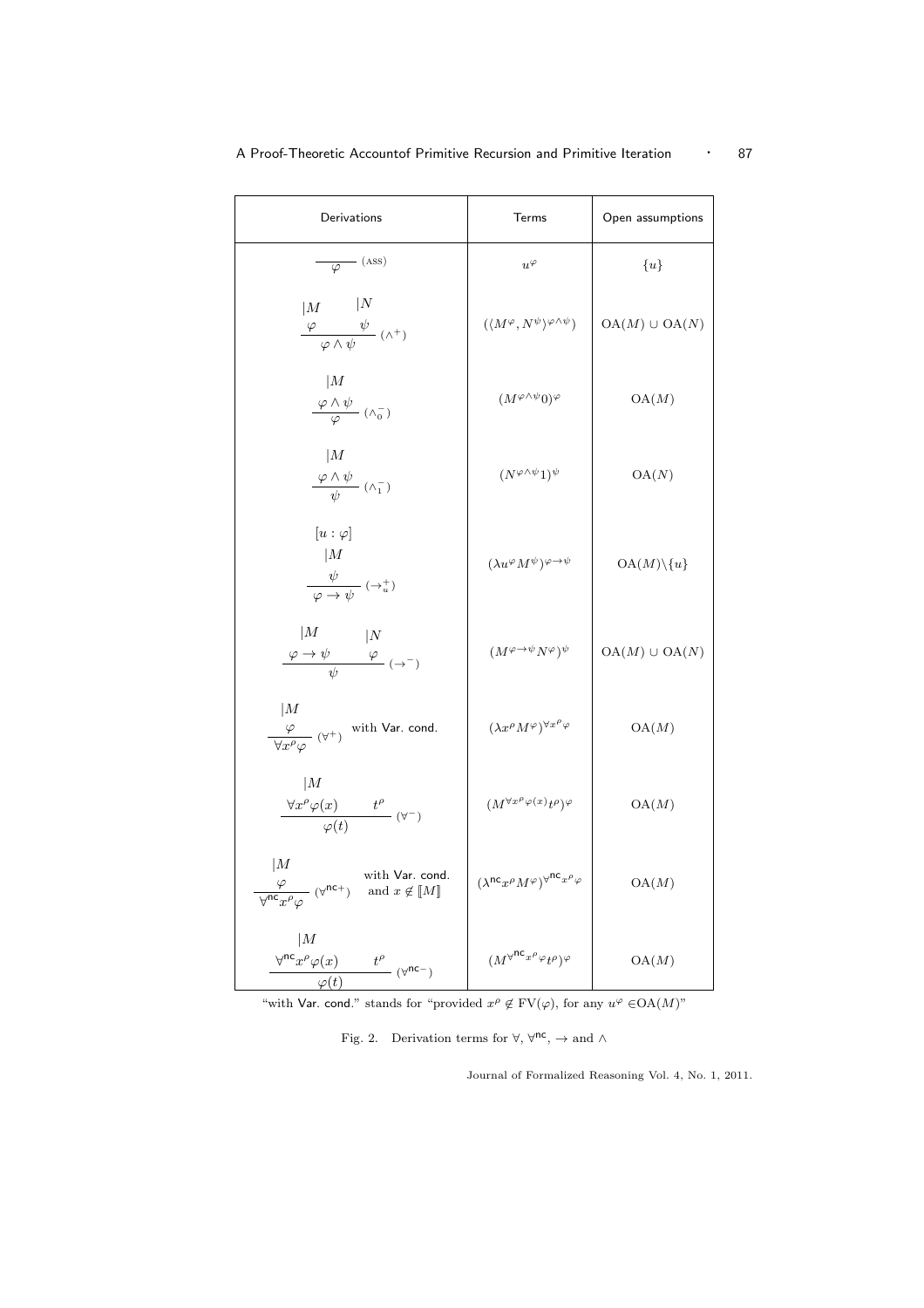| Derivations | Terms | Open assumptions |
| --- | --- | --- |
| $\dfrac{}{\varphi}\ (\text{ASS})$ | $u^{\varphi}$ | $\{u\}$ |
| $\dfrac{\begin{matrix} \vert M & \vert N \\ \varphi & \psi \end{matrix}}{\varphi \wedge \psi}\ (\wedge^{+})$ | $(\langle M^{\varphi}, N^{\psi}\rangle^{\varphi\wedge\psi})$ | $\mathrm{OA}(M) \cup \mathrm{OA}(N)$ |
| $\dfrac{\begin{matrix} \vert M \\ \varphi \wedge \psi \end{matrix}}{\varphi}\ (\wedge_{0}^{-})$ | $(M^{\varphi\wedge\psi}0)^{\varphi}$ | $\mathrm{OA}(M)$ |
| $\dfrac{\begin{matrix} \vert M \\ \varphi \wedge \psi \end{matrix}}{\psi}\ (\wedge_{1}^{-})$ | $(N^{\varphi\wedge\psi}1)^{\psi}$ | $\mathrm{OA}(N)$ |
| $\dfrac{\begin{matrix} [u:\varphi] \\ \vert M \\ \psi \end{matrix}}{\varphi \to \psi}\ (\to_{u}^{+})$ | $(\lambda u^{\varphi} M^{\psi})^{\varphi\to\psi}$ | $\mathrm{OA}(M)\backslash\{u\}$ |
| $\dfrac{\begin{matrix} \vert M & \vert N \\ \varphi \to \psi & \varphi \end{matrix}}{\psi}\ (\to^{-})$ | $(M^{\varphi\to\psi} N^{\varphi})^{\psi}$ | $\mathrm{OA}(M) \cup \mathrm{OA}(N)$ |
| $\dfrac{\begin{matrix} \vert M \\ \varphi \end{matrix}}{\forall x^{\rho}\varphi}\ (\forall^{+})$ with Var. cond. | $(\lambda x^{\rho} M^{\varphi})^{\forall x^{\rho}\varphi}$ | $\mathrm{OA}(M)$ |
| $\dfrac{\begin{matrix} \vert M & \\ \forall x^{\rho}\varphi(x) & t^{\rho} \end{matrix}}{\varphi(t)}\ (\forall^{-})$ | $(M^{\forall x^{\rho}\varphi(x)} t^{\rho})^{\varphi}$ | $\mathrm{OA}(M)$ |
| $\dfrac{\begin{matrix} \vert M \\ \varphi \end{matrix}}{\forall^{\mathsf{nc}} x^{\rho}\varphi}\ (\forall^{\mathsf{nc}+})$ with Var. cond. and $x \notin [\![M]\!]$ | $(\lambda^{\mathsf{nc}} x^{\rho} M^{\varphi})^{\forall^{\mathsf{nc}} x^{\rho}\varphi}$ | $\mathrm{OA}(M)$ |
| $\dfrac{\begin{matrix} \vert M & \\ \forall^{\mathsf{nc}} x^{\rho}\varphi(x) & t^{\rho} \end{matrix}}{\varphi(t)}\ (\forall^{\mathsf{nc}-})$ | $(M^{\forall^{\mathsf{nc}} x^{\rho}\varphi} t^{\rho})^{\varphi}$ | $\mathrm{OA}(M)$ |

"with Var. cond." stands for "provided $x^{\rho} \notin \mathrm{FV}(\varphi)$, for any $u^{\varphi} \in \mathrm{OA}(M)$"

Fig. 2. Derivation terms for $\forall$, $\forall^{\mathsf{nc}}$, $\to$ and $\wedge$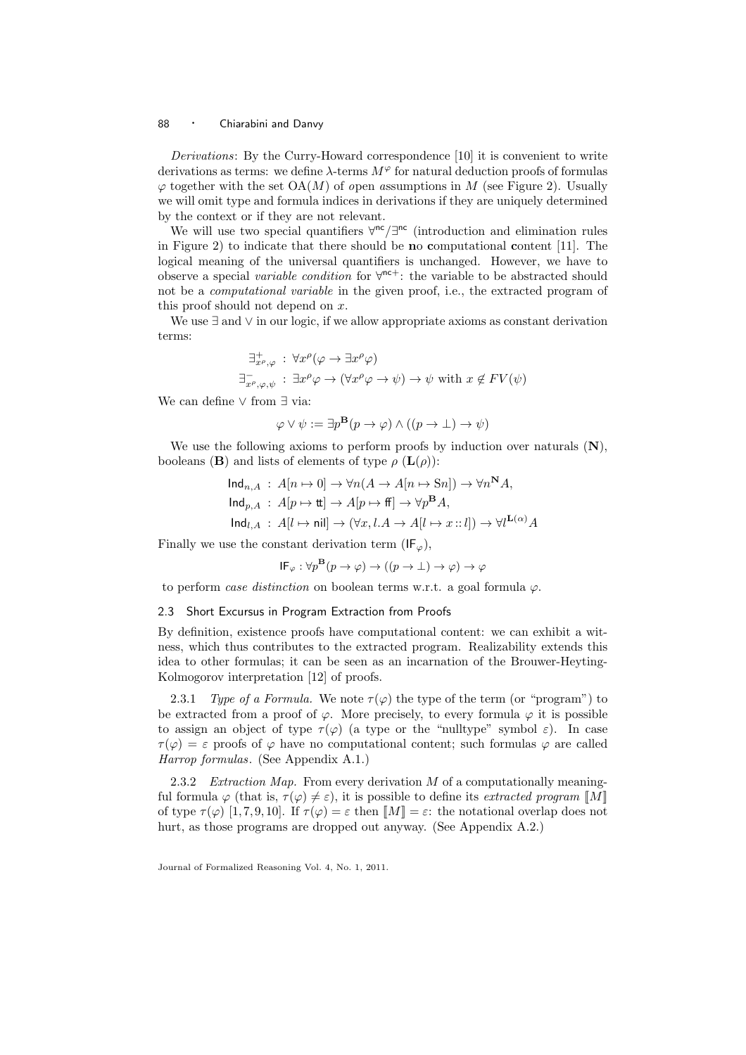*Derivations*: By the Curry-Howard correspondence [10] it is convenient to write derivations as terms: we define $\lambda$-terms $M^\varphi$ for natural deduction proofs of formulas $\varphi$ together with the set $\mathrm{OA}(M)$ of open assumptions in $M$ (see Figure 2). Usually we will omit type and formula indices in derivations if they are uniquely determined by the context or if they are not relevant.

We will use two special quantifiers $\forall^{\mathsf{nc}}/\exists^{\mathsf{nc}}$ (introduction and elimination rules in Figure 2) to indicate that there should be **n**o **c**omputational **c**ontent [11]. The logical meaning of the universal quantifiers is unchanged. However, we have to observe a special *variable condition* for $\forall^{\mathsf{nc}+}$: the variable to be abstracted should not be a *computational variable* in the given proof, i.e., the extracted program of this proof should not depend on $x$.

We use $\exists$ and $\vee$ in our logic, if we allow appropriate axioms as constant derivation terms:

$$\exists^+_{x^\rho,\varphi} : \forall x^\rho(\varphi \to \exists x^\rho \varphi)$$

$$\exists^-_{x^\rho,\varphi,\psi} : \exists x^\rho \varphi \to (\forall x^\rho \varphi \to \psi) \to \psi \text{ with } x \notin FV(\psi)$$

We can define $\vee$ from $\exists$ via:

$$\varphi \vee \psi := \exists p^{\mathbf{B}}(p \to \varphi) \wedge ((p \to \bot) \to \psi)$$

We use the following axioms to perform proofs by induction over naturals ($\mathbf{N}$), booleans ($\mathbf{B}$) and lists of elements of type $\rho$ ($\mathbf{L}(\rho)$):

$$\mathsf{Ind}_{n,A} : A[n \mapsto 0] \to \forall n(A \to A[n \mapsto Sn]) \to \forall n^{\mathbf{N}} A,$$

$$\mathsf{Ind}_{p,A} : A[p \mapsto \mathsf{tt}] \to A[p \mapsto \mathsf{ff}] \to \forall p^{\mathbf{B}} A,$$

$$\mathsf{Ind}_{l,A} : A[l \mapsto \mathsf{nil}] \to (\forall x, l.A \to A[l \mapsto x :: l]) \to \forall l^{\mathbf{L}(\alpha)} A$$

Finally we use the constant derivation term ($\mathsf{IF}_\varphi$),

$$\mathsf{IF}_\varphi : \forall p^{\mathbf{B}}(p \to \varphi) \to ((p \to \bot) \to \varphi) \to \varphi$$

to perform *case distinction* on boolean terms w.r.t. a goal formula $\varphi$.

### 2.3 Short Excursus in Program Extraction from Proofs

By definition, existence proofs have computational content: we can exhibit a witness, which thus contributes to the extracted program. Realizability extends this idea to other formulas; it can be seen as an incarnation of the Brouwer-Heyting-Kolmogorov interpretation [12] of proofs.

2.3.1 *Type of a Formula.* We note $\tau(\varphi)$ the type of the term (or "program") to be extracted from a proof of $\varphi$. More precisely, to every formula $\varphi$ it is possible to assign an object of type $\tau(\varphi)$ (a type or the "nulltype" symbol $\varepsilon$). In case $\tau(\varphi) = \varepsilon$ proofs of $\varphi$ have no computational content; such formulas $\varphi$ are called *Harrop formulas*. (See Appendix A.1.)

2.3.2 *Extraction Map.* From every derivation $M$ of a computationally meaningful formula $\varphi$ (that is, $\tau(\varphi) \neq \varepsilon$), it is possible to define its *extracted program* $[\![M]\!]$ of type $\tau(\varphi)$ [1, 7, 9, 10]. If $\tau(\varphi) = \varepsilon$ then $[\![M]\!] = \varepsilon$: the notational overlap does not hurt, as those programs are dropped out anyway. (See Appendix A.2.)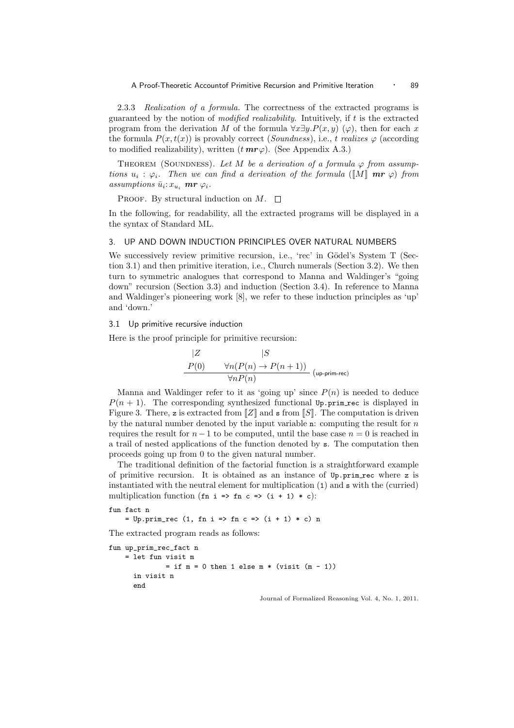2.3.3 *Realization of a formula.* The correctness of the extracted programs is guaranteed by the notion of *modified realizability*. Intuitively, if $t$ is the extracted program from the derivation $M$ of the formula $\forall x \exists y. P(x, y)$ ($\varphi$), then for each $x$ the formula $P(x, t(x))$ is provably correct (*Soundness*), i.e., $t$ *realizes* $\varphi$ (according to modified realizability), written ($t$ $\boldsymbol{mr}\, \varphi$). (See Appendix A.3.)

Theorem (Soundness). *Let $M$ be a derivation of a formula $\varphi$ from assumptions $u_i : \varphi_i$. Then we can find a derivation of the formula ($[\![M]\!]$ $\boldsymbol{mr}$ $\varphi$) from assumptions $\bar{u}_i : x_{u_i}$ $\boldsymbol{mr}$ $\varphi_i$.*

Proof. By structural induction on $M$. $\square$

In the following, for readability, all the extracted programs will be displayed in a the syntax of Standard ML.

## 3. UP AND DOWN INDUCTION PRINCIPLES OVER NATURAL NUMBERS

We successively review primitive recursion, i.e., 'rec' in Gödel's System T (Section 3.1) and then primitive iteration, i.e., Church numerals (Section 3.2). We then turn to symmetric analogues that correspond to Manna and Waldinger's "going down" recursion (Section 3.3) and induction (Section 3.4). In reference to Manna and Waldinger's pioneering work [8], we refer to these induction principles as 'up' and 'down.'

### 3.1 Up primitive recursive induction

Here is the proof principle for primitive recursion:

$$\frac{\begin{array}{c}|Z\\ P(0)\end{array} \qquad \begin{array}{c}|S\\ \forall n (P(n) \rightarrow P(n+1))\end{array}}{\forall n P(n)} \;(\text{up-prim-rec})$$

Manna and Waldinger refer to it as 'going up' since $P(n)$ is needed to deduce $P(n+1)$. The corresponding synthesized functional `Up.prim_rec` is displayed in Figure 3. There, `z` is extracted from $[\![Z]\!]$ and `s` from $[\![S]\!]$. The computation is driven by the natural number denoted by the input variable `n`: computing the result for $n$ requires the result for $n-1$ to be computed, until the base case $n = 0$ is reached in a trail of nested applications of the function denoted by `s`. The computation then proceeds going up from 0 to the given natural number.

The traditional definition of the factorial function is a straightforward example of primitive recursion. It is obtained as an instance of `Up.prim_rec` where `z` is instantiated with the neutral element for multiplication (`1`) and `s` with the (curried) multiplication function (`fn i => fn c => (i + 1) * c`):

```
fun fact n
    = Up.prim_rec (1, fn i => fn c => (i + 1) * c) n
```

The extracted program reads as follows:

```
fun up_prim_rec_fact n
    = let fun visit m
              = if m = 0 then 1 else m * (visit (m - 1))
      in visit n
      end
```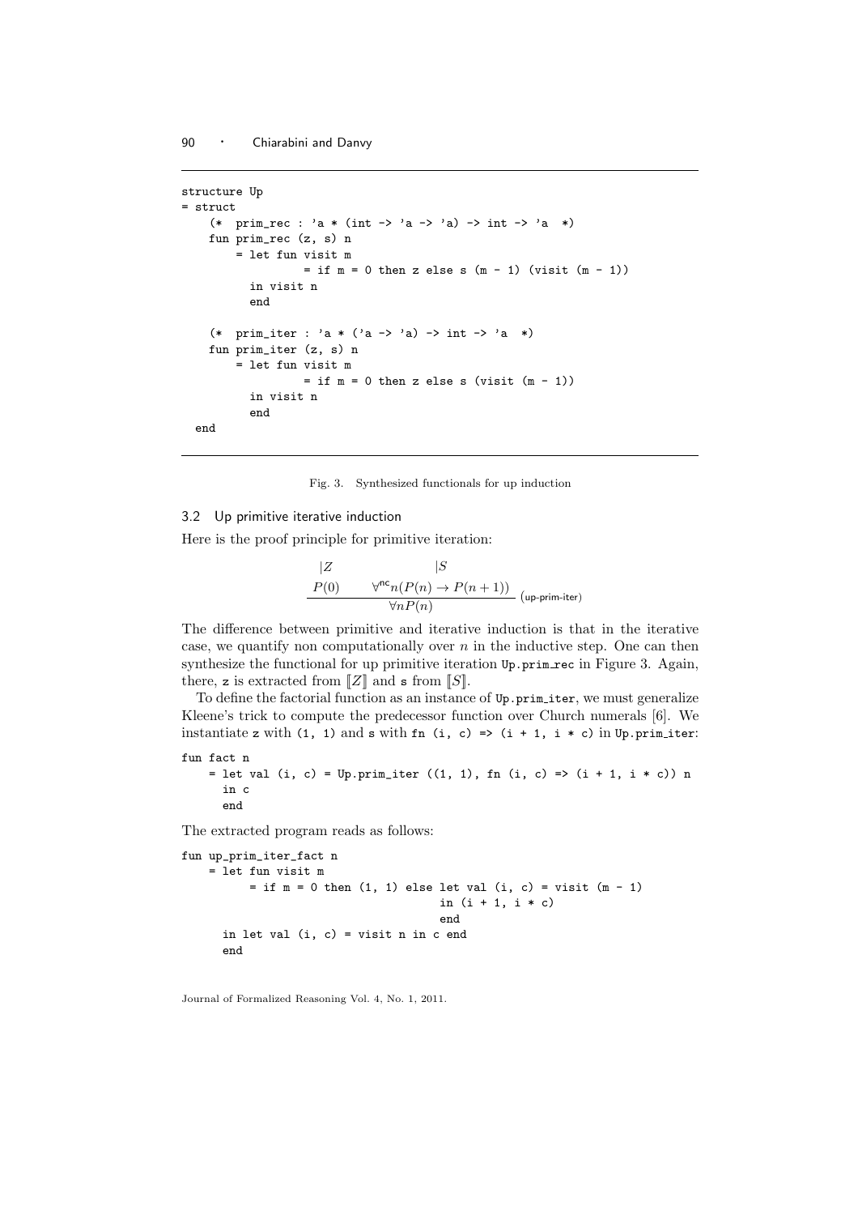```
structure Up
= struct
    (*  prim_rec : 'a * (int -> 'a -> 'a) -> int -> 'a  *)
    fun prim_rec (z, s) n
        = let fun visit m
                  = if m = 0 then z else s (m - 1) (visit (m - 1))
          in visit n
          end

    (*  prim_iter : 'a * ('a -> 'a) -> int -> 'a  *)
    fun prim_iter (z, s) n
        = let fun visit m
                  = if m = 0 then z else s (visit (m - 1))
          in visit n
          end
  end
```

Fig. 3. Synthesized functionals for up induction

### 3.2 Up primitive iterative induction

Here is the proof principle for primitive iteration:

$$\frac{\begin{matrix} |Z \\ P(0) \end{matrix} \qquad \begin{matrix} |S \\ \forall^{\mathsf{nc}} n (P(n) \to P(n+1)) \end{matrix}}{\forall n P(n)} \ (\text{up-prim-iter})$$

The difference between primitive and iterative induction is that in the iterative case, we quantify non computationally over $n$ in the inductive step. One can then synthesize the functional for up primitive iteration `Up.prim_rec` in Figure 3. Again, there, `z` is extracted from $[\![Z]\!]$ and `s` from $[\![S]\!]$.

To define the factorial function as an instance of `Up.prim_iter`, we must generalize Kleene's trick to compute the predecessor function over Church numerals [6]. We instantiate `z` with `(1, 1)` and `s` with `fn (i, c) => (i + 1, i * c)` in `Up.prim_iter`:

```
fun fact n
    = let val (i, c) = Up.prim_iter ((1, 1), fn (i, c) => (i + 1, i * c)) n
      in c
      end
```

The extracted program reads as follows:

```
fun up_prim_iter_fact n
    = let fun visit m
          = if m = 0 then (1, 1) else let val (i, c) = visit (m - 1)
                                      in (i + 1, i * c)
                                      end
      in let val (i, c) = visit n in c end
      end
```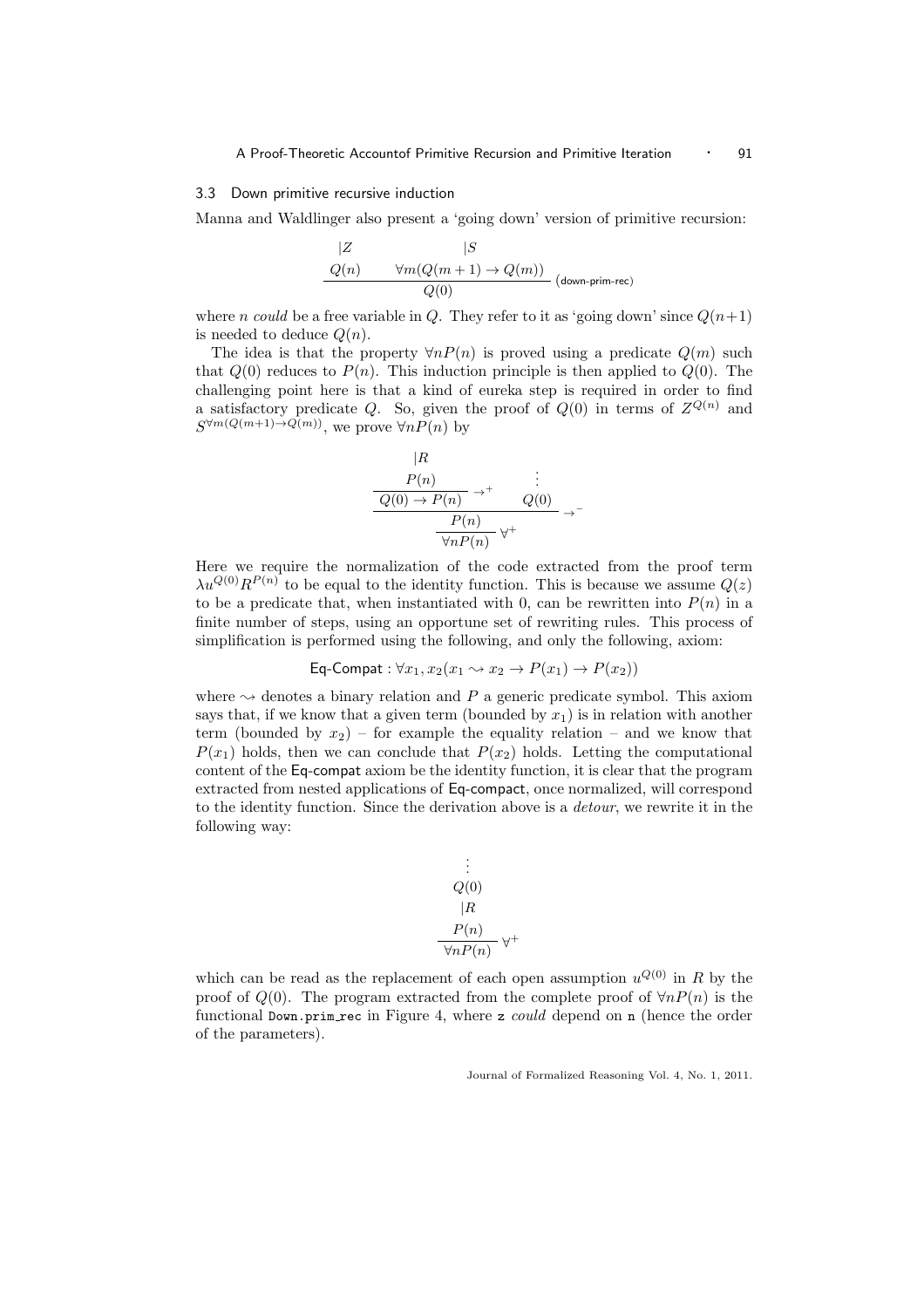### 3.3 Down primitive recursive induction

Manna and Waldlinger also present a 'going down' version of primitive recursion:

$$\frac{\begin{array}{c} |Z \\ Q(n) \end{array} \qquad \begin{array}{c} |S \\ \forall m(Q(m+1) \to Q(m)) \end{array}}{Q(0)} \; (\textsf{down-prim-rec})$$

where $n$ *could* be a free variable in $Q$. They refer to it as 'going down' since $Q(n+1)$ is needed to deduce $Q(n)$.

The idea is that the property $\forall n P(n)$ is proved using a predicate $Q(m)$ such that $Q(0)$ reduces to $P(n)$. This induction principle is then applied to $Q(0)$. The challenging point here is that a kind of eureka step is required in order to find a satisfactory predicate $Q$. So, given the proof of $Q(0)$ in terms of $Z^{Q(n)}$ and $S^{\forall m(Q(m+1) \to Q(m))}$, we prove $\forall n P(n)$ by

$$\cfrac{\cfrac{\cfrac{\begin{array}{c} |R \\ P(n) \end{array}}{Q(0) \to P(n)} \to^{+} \qquad \begin{array}{c} \vdots \\ Q(0) \end{array}}{P(n)} \to^{-}}{\forall n P(n)} \; \forall^{+}$$

Here we require the normalization of the code extracted from the proof term $\lambda u^{Q(0)} R^{P(n)}$ to be equal to the identity function. This is because we assume $Q(z)$ to be a predicate that, when instantiated with 0, can be rewritten into $P(n)$ in a finite number of steps, using an opportune set of rewriting rules. This process of simplification is performed using the following, and only the following, axiom:

$$\textsf{Eq-Compat} : \forall x_1, x_2 (x_1 \rightsquigarrow x_2 \to P(x_1) \to P(x_2))$$

where $\rightsquigarrow$ denotes a binary relation and $P$ a generic predicate symbol. This axiom says that, if we know that a given term (bounded by $x_1$) is in relation with another term (bounded by $x_2$) – for example the equality relation – and we know that $P(x_1)$ holds, then we can conclude that $P(x_2)$ holds. Letting the computational content of the Eq-compat axiom be the identity function, it is clear that the program extracted from nested applications of Eq-compact, once normalized, will correspond to the identity function. Since the derivation above is a *detour*, we rewrite it in the following way:

$$\cfrac{\begin{array}{c} \vdots \\ Q(0) \\ |R \\ P(n) \end{array}}{\forall n P(n)} \; \forall^{+}$$

which can be read as the replacement of each open assumption $u^{Q(0)}$ in $R$ by the proof of $Q(0)$. The program extracted from the complete proof of $\forall n P(n)$ is the functional `Down.prim_rec` in Figure 4, where `z` *could* depend on `n` (hence the order of the parameters).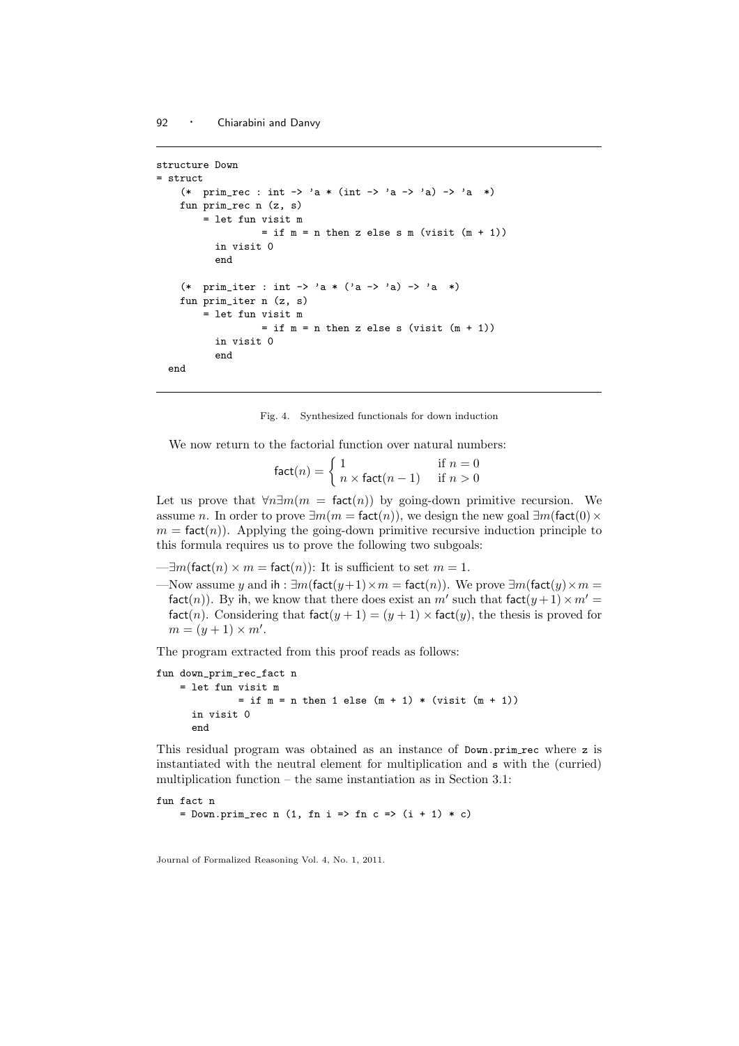```
structure Down
= struct
    (*  prim_rec : int -> 'a * (int -> 'a -> 'a) -> 'a  *)
    fun prim_rec n (z, s)
        = let fun visit m
                  = if m = n then z else s m (visit (m + 1))
          in visit 0
          end

    (*  prim_iter : int -> 'a * ('a -> 'a) -> 'a  *)
    fun prim_iter n (z, s)
        = let fun visit m
                  = if m = n then z else s (visit (m + 1))
          in visit 0
          end
  end
```

Fig. 4. Synthesized functionals for down induction

We now return to the factorial function over natural numbers:

$$\mathsf{fact}(n) = \begin{cases} 1 & \text{if } n = 0 \\ n \times \mathsf{fact}(n-1) & \text{if } n > 0 \end{cases}$$

Let us prove that $\forall n \exists m(m = \mathsf{fact}(n))$ by going-down primitive recursion. We assume $n$. In order to prove $\exists m(m = \mathsf{fact}(n))$, we design the new goal $\exists m(\mathsf{fact}(0) \times m = \mathsf{fact}(n))$. Applying the going-down primitive recursive induction principle to this formula requires us to prove the following two subgoals:

—$\exists m(\mathsf{fact}(n) \times m = \mathsf{fact}(n))$: It is sufficient to set $m = 1$.

—Now assume $y$ and $\mathsf{ih} : \exists m(\mathsf{fact}(y+1) \times m = \mathsf{fact}(n))$. We prove $\exists m(\mathsf{fact}(y) \times m = \mathsf{fact}(n))$. By ih, we know that there does exist an $m'$ such that $\mathsf{fact}(y+1) \times m' = \mathsf{fact}(n)$. Considering that $\mathsf{fact}(y+1) = (y+1) \times \mathsf{fact}(y)$, the thesis is proved for $m = (y+1) \times m'$.

The program extracted from this proof reads as follows:

```
fun down_prim_rec_fact n
    = let fun visit m
              = if m = n then 1 else (m + 1) * (visit (m + 1))
      in visit 0
      end
```

This residual program was obtained as an instance of `Down.prim_rec` where `z` is instantiated with the neutral element for multiplication and `s` with the (curried) multiplication function – the same instantiation as in Section 3.1:

```
fun fact n
    = Down.prim_rec n (1, fn i => fn c => (i + 1) * c)
```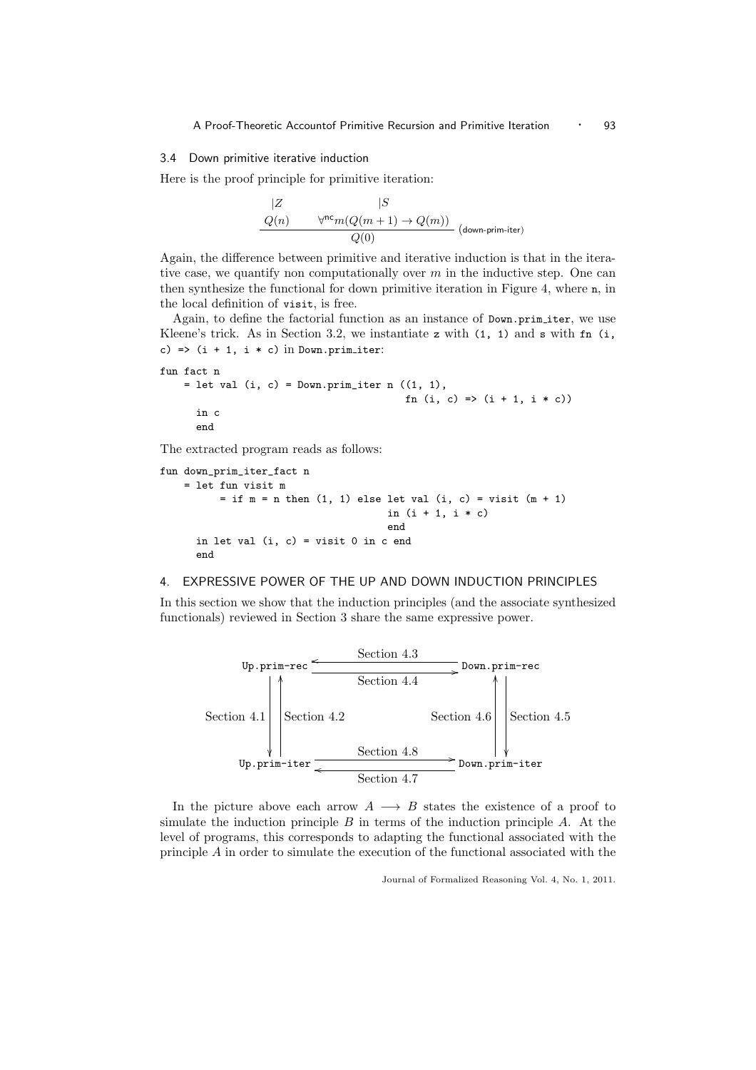### 3.4 Down primitive iterative induction

Here is the proof principle for primitive iteration:

$$\frac{\begin{array}{c}|Z\\ Q(n)\end{array} \qquad \begin{array}{c}|S\\ \forall^{\mathsf{nc}} m(Q(m+1) \rightarrow Q(m))\end{array}}{Q(0)} \ (\textsf{down-prim-iter})$$

Again, the difference between primitive and iterative induction is that in the iterative case, we quantify non computationally over $m$ in the inductive step. One can then synthesize the functional for down primitive iteration in Figure 4, where `n`, in the local definition of `visit`, is free.

Again, to define the factorial function as an instance of `Down.prim_iter`, we use Kleene's trick. As in Section 3.2, we instantiate `z` with `(1, 1)` and `s` with `fn (i, c) => (i + 1, i * c)` in `Down.prim_iter`:

```
fun fact n
    = let val (i, c) = Down.prim_iter n ((1, 1),
                                        fn (i, c) => (i + 1, i * c))
      in c
      end
```

The extracted program reads as follows:

```
fun down_prim_iter_fact n
    = let fun visit m
          = if m = n then (1, 1) else let val (i, c) = visit (m + 1)
                                      in (i + 1, i * c)
                                      end
      in let val (i, c) = visit 0 in c end
      end
```

## 4. EXPRESSIVE POWER OF THE UP AND DOWN INDUCTION PRINCIPLES

In this section we show that the induction principles (and the associate synthesized functionals) reviewed in Section 3 share the same expressive power.

```
                       Section 4.3
        Up.prim-rec <--------------------- Down.prim-rec
                    --------------------->
                       Section 4.4
          |    ^                              ^    |
Section 4.1    Section 4.2        Section 4.6    Section 4.5
          v    |                              |    v
                       Section 4.8
        Up.prim-iter --------------------> Down.prim-iter
                     <--------------------
                       Section 4.7
```

In the picture above each arrow $A \longrightarrow B$ states the existence of a proof to simulate the induction principle $B$ in terms of the induction principle $A$. At the level of programs, this corresponds to adapting the functional associated with the principle $A$ in order to simulate the execution of the functional associated with the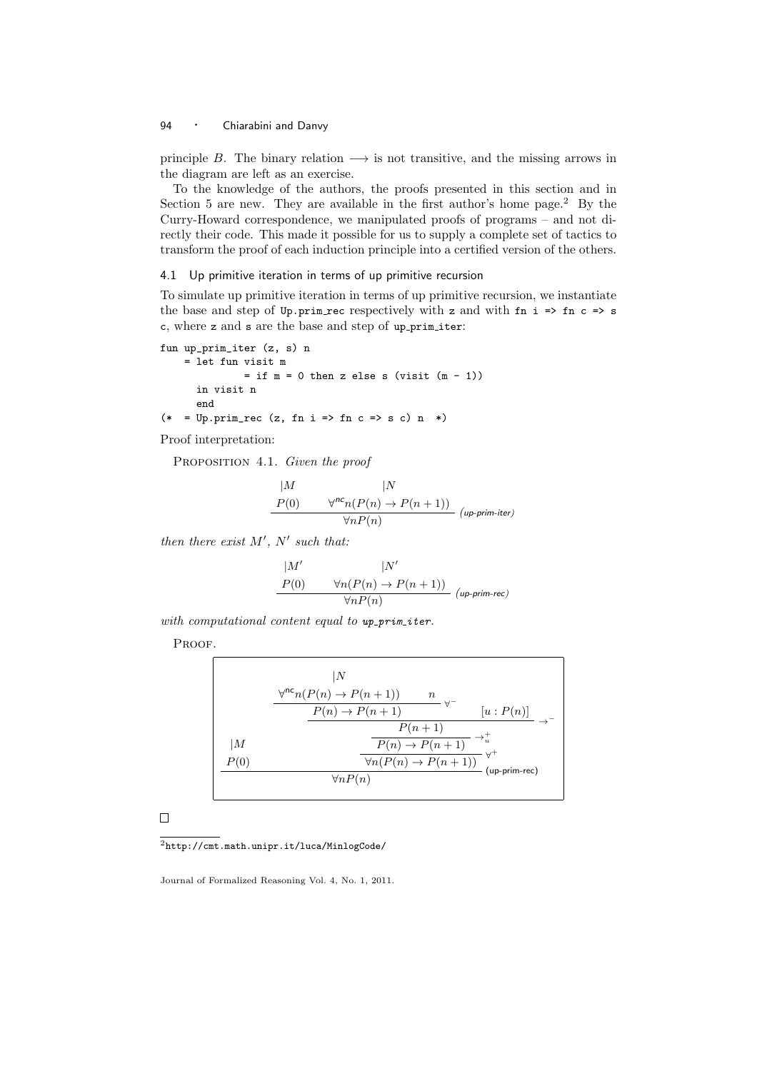principle $B$. The binary relation $\longrightarrow$ is not transitive, and the missing arrows in the diagram are left as an exercise.

To the knowledge of the authors, the proofs presented in this section and in Section 5 are new. They are available in the first author's home page.[2] By the Curry-Howard correspondence, we manipulated proofs of programs – and not directly their code. This made it possible for us to supply a complete set of tactics to transform the proof of each induction principle into a certified version of the others.

### 4.1 Up primitive iteration in terms of up primitive recursion

To simulate up primitive iteration in terms of up primitive recursion, we instantiate the base and step of `Up.prim_rec` respectively with `z` and with `fn i => fn c => s c`, where `z` and `s` are the base and step of `up_prim_iter`:

```
fun up_prim_iter (z, s) n
    = let fun visit m
              = if m = 0 then z else s (visit (m - 1))
      in visit n
      end
(*  = Up.prim_rec (z, fn i => fn c => s c) n  *)
```

Proof interpretation:

PROPOSITION 4.1. *Given the proof*

$$\dfrac{\begin{matrix} |M \\ P(0) \end{matrix} \qquad \begin{matrix} |N \\ \forall^{\mathsf{nc}} n(P(n) \to P(n+1)) \end{matrix}}{\forall n P(n)} \; \textit{(up-prim-iter)}$$

*then there exist $M'$, $N'$ such that:*

$$\dfrac{\begin{matrix} |M' \\ P(0) \end{matrix} \qquad \begin{matrix} |N' \\ \forall n(P(n) \to P(n+1)) \end{matrix}}{\forall n P(n)} \; \textit{(up-prim-rec)}$$

*with computational content equal to up_prim_iter.*

PROOF.

$$\dfrac{\begin{matrix} |M \\ P(0) \end{matrix} \qquad \dfrac{\dfrac{\dfrac{\dfrac{\begin{matrix} |N \\ \forall^{\mathsf{nc}} n(P(n) \to P(n+1)) \end{matrix} \qquad n}{P(n) \to P(n+1)} \; \forall^- \qquad [u : P(n)]}{P(n+1)} \; \to^-}{P(n) \to P(n+1)} \; \to^+_u}{\forall n(P(n) \to P(n+1))} \; \forall^+}{\forall n P(n)} \; \text{(up-prim-rec)}$$

□

[2] http://cmt.math.unipr.it/luca/MinlogCode/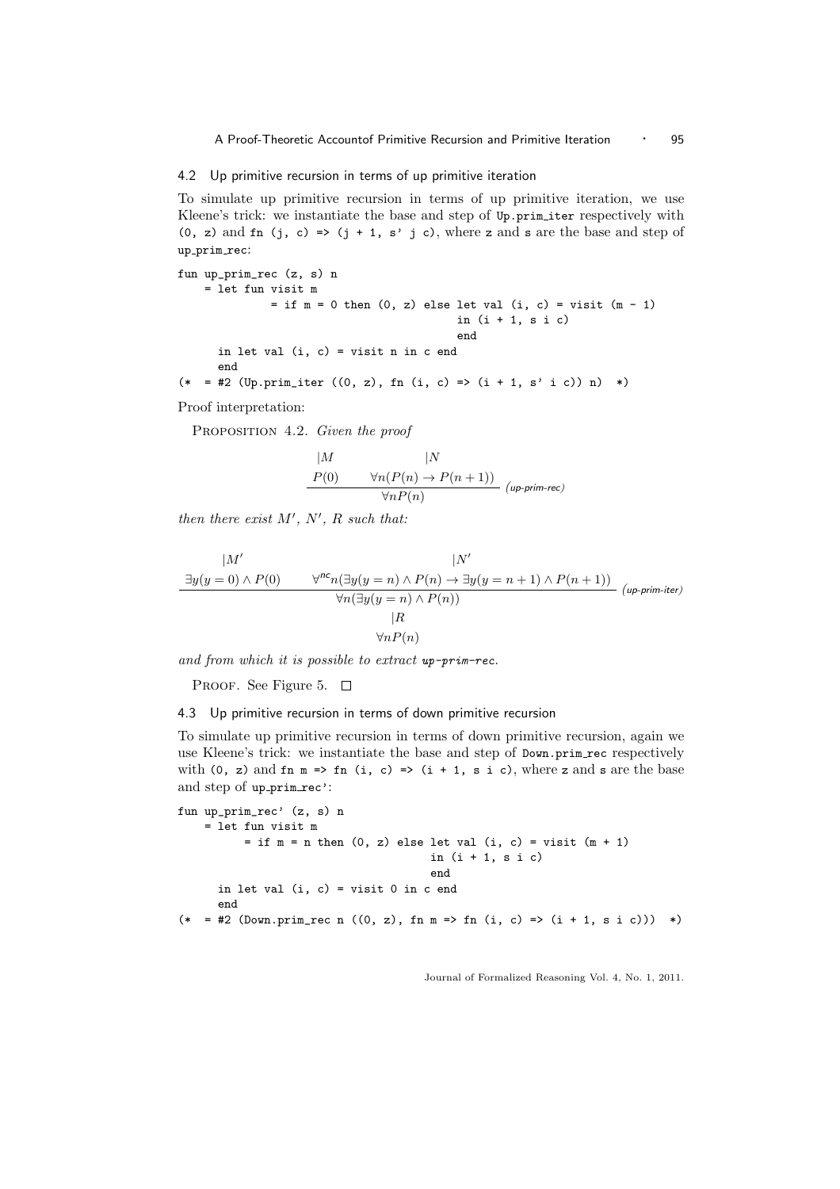## 4.2 Up primitive recursion in terms of up primitive iteration

To simulate up primitive recursion in terms of up primitive iteration, we use Kleene's trick: we instantiate the base and step of `Up.prim_iter` respectively with `(0, z)` and `fn (j, c) => (j + 1, s' j c)`, where `z` and `s` are the base and step of `up_prim_rec`:

```
fun up_prim_rec (z, s) n
    = let fun visit m
              = if m = 0 then (0, z) else let val (i, c) = visit (m - 1)
                                          in (i + 1, s i c)
                                          end
      in let val (i, c) = visit n in c end
      end
(*  = #2 (Up.prim_iter ((0, z), fn (i, c) => (i + 1, s' i c)) n)  *)
```

Proof interpretation:

Proposition 4.2. *Given the proof*

$$\dfrac{\begin{matrix}|M \\ P(0)\end{matrix} \qquad \begin{matrix}|N \\ \forall n(P(n) \to P(n+1))\end{matrix}}{\forall n P(n)} \text{ (up-prim-rec)}$$

*then there exist $M'$, $N'$, $R$ such that:*

$$\dfrac{\begin{matrix}|M' \\ \exists y(y=0) \wedge P(0)\end{matrix} \qquad \begin{matrix}|N' \\ \forall^{nc} n(\exists y(y=n) \wedge P(n) \to \exists y(y=n+1) \wedge P(n+1))\end{matrix}}{\begin{matrix}\forall n(\exists y(y=n) \wedge P(n)) \\ |R \\ \forall n P(n)\end{matrix}} \text{ (up-prim-iter)}$$

*and from which it is possible to extract up-prim-rec.*

Proof. See Figure 5. □

## 4.3 Up primitive recursion in terms of down primitive recursion

To simulate up primitive recursion in terms of down primitive recursion, again we use Kleene's trick: we instantiate the base and step of `Down.prim_rec` respectively with `(0, z)` and `fn m => fn (i, c) => (i + 1, s i c)`, where `z` and `s` are the base and step of `up_prim_rec'`:

```
fun up_prim_rec' (z, s) n
    = let fun visit m
          = if m = n then (0, z) else let val (i, c) = visit (m + 1)
                                      in (i + 1, s i c)
                                      end
      in let val (i, c) = visit 0 in c end
      end
(*  = #2 (Down.prim_rec n ((0, z), fn m => fn (i, c) => (i + 1, s i c)))  *)
```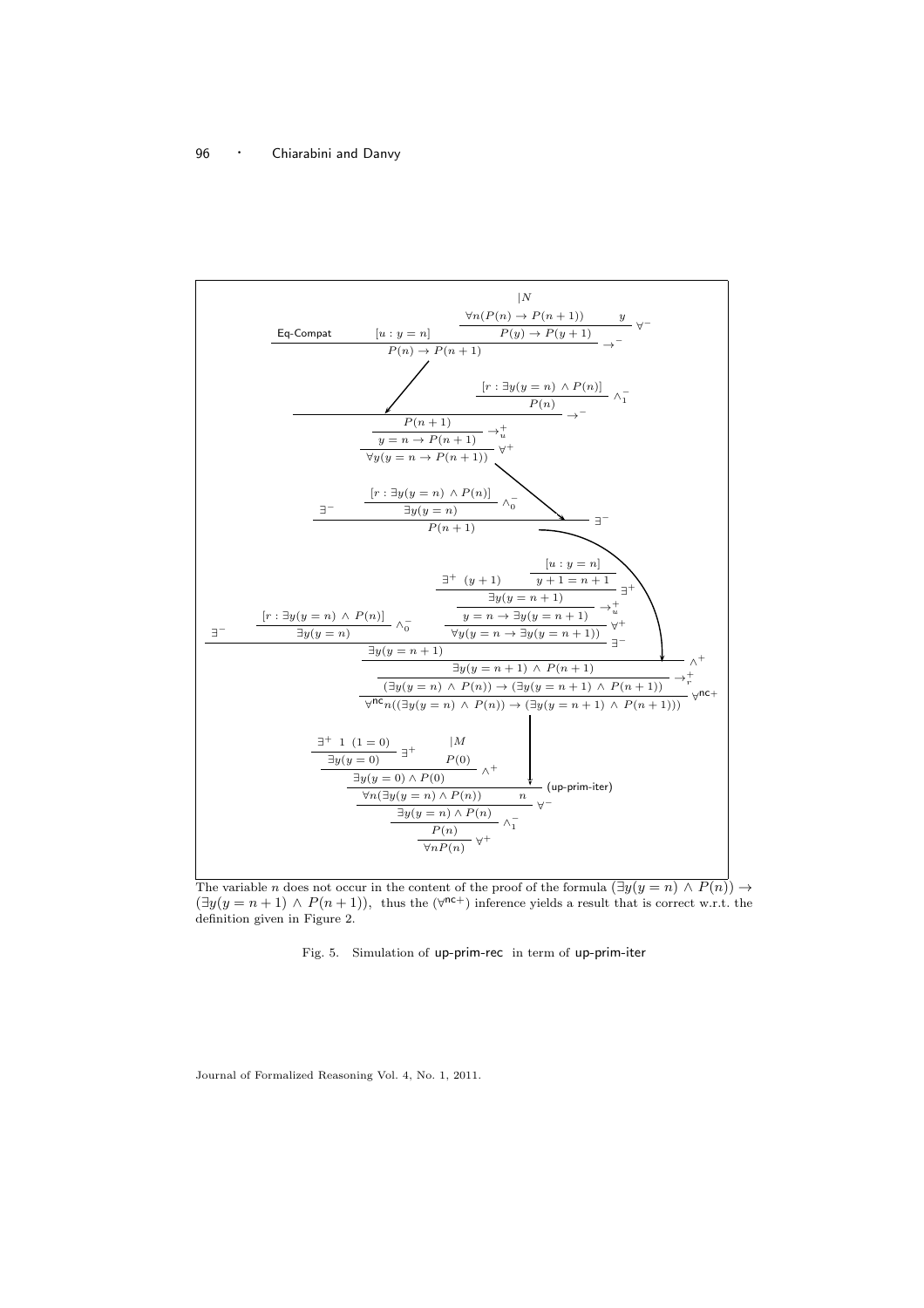$$
\dfrac{\dfrac{\dfrac{\dfrac{\dfrac{\dfrac{\exists^+\ 1\ (1=0)}{\exists y(y=0)}\ \exists^+ \qquad \dfrac{|M}{P(0)}}{\exists y(y=0)\wedge P(0)}\ \wedge^+ \qquad \dfrac{\mathcal{D}}{\forall^{\mathsf{nc}} n((\exists y(y=n)\wedge P(n))\to(\exists y(y=n+1)\wedge P(n+1)))}}{\forall n(\exists y(y=n)\wedge P(n))}\ (\textsf{up-prim-iter}) \qquad n}{\exists y(y=n)\wedge P(n)}\ \forall^-}{P(n)}\ \wedge^-_1}{\forall n P(n)}\ \forall^+
$$

where the derivation $\mathcal{D}$ is:

$$
\dfrac{\dfrac{\dfrac{\exists^- \quad \dfrac{[r:\exists y(y=n)\wedge P(n)]}{\exists y(y=n)}\ \wedge^-_0 \quad \dfrac{\dfrac{\dfrac{\exists^+\ (y+1) \quad \dfrac{[u:y=n]}{y+1=n+1}}{\exists y(y=n+1)}\ \exists^+}{y=n\to\exists y(y=n+1)}\ \to^+_u}{\forall y(y=n\to\exists y(y=n+1))}\ \forall^+}{\exists y(y=n+1)}\ \exists^- \qquad \mathcal{E}}{\exists y(y=n+1)\wedge P(n+1)}\ \wedge^+}{(\exists y(y=n)\wedge P(n))\to(\exists y(y=n+1)\wedge P(n+1))}\ \to^+_r
$$

followed by the rule $\forall^{\mathsf{nc}+}$, and the derivation $\mathcal{E}$ of $P(n+1)$ is:

$$
\dfrac{\exists^- \quad \dfrac{[r:\exists y(y=n)\wedge P(n)]}{\exists y(y=n)}\ \wedge^-_0 \quad \dfrac{\dfrac{\dfrac{\textsf{Eq-Compat} \quad [u:y=n] \quad \dfrac{\dfrac{|N}{\forall n(P(n)\to P(n+1))} \quad y}{P(y)\to P(y+1)}\ \forall^-}{P(n)\to P(n+1)}\ \to^- \quad \dfrac{[r:\exists y(y=n)\wedge P(n)]}{P(n)}\ \wedge^-_1}{\dfrac{P(n+1)}{y=n\to P(n+1)}\ \to^+_u}\ \to^-}{\forall y(y=n\to P(n+1))}\ \forall^+}{P(n+1)}\ \exists^-
$$

The variable $n$ does not occur in the content of the proof of the formula $(\exists y(y=n)\wedge P(n))\to(\exists y(y=n+1)\wedge P(n+1))$, thus the $(\forall^{\mathsf{nc}+})$ inference yields a result that is correct w.r.t. the definition given in Figure 2.

Fig. 5. Simulation of up-prim-rec in term of up-prim-iter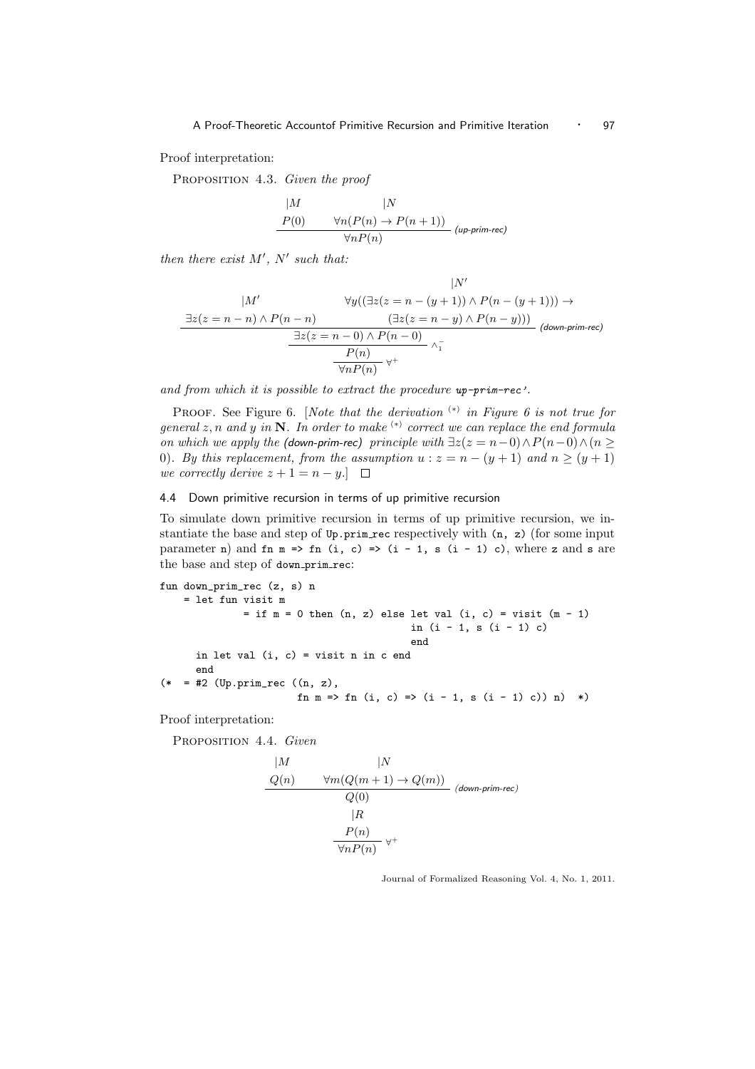Proof interpretation:

PROPOSITION 4.3. *Given the proof*

$$\dfrac{\begin{array}{c}|M\\ P(0)\end{array} \qquad \begin{array}{c}|N\\ \forall n(P(n) \rightarrow P(n+1))\end{array}}{\forall n P(n)} \text{ (up-prim-rec)}$$

*then there exist $M'$, $N'$ such that:*

$$\dfrac{\dfrac{\dfrac{\begin{array}{c}|M'\\ \exists z(z = n - n) \wedge P(n - n)\end{array} \qquad \begin{array}{c}|N'\\ \forall y((\exists z(z = n - (y+1)) \wedge P(n - (y+1))) \rightarrow \\ (\exists z(z = n - y) \wedge P(n - y)))\end{array}}{\exists z(z = n - 0) \wedge P(n - 0)} \text{ (down-prim-rec)}}{P(n)} \wedge_1^-}{\forall n P(n)} \forall^+$$

*and from which it is possible to extract the procedure* `up-prim-rec'`*.*

PROOF. See Figure 6. [*Note that the derivation* $^{(*)}$ *in Figure 6 is not true for general* $z, n$ *and* $y$ *in* $\mathbf{N}$. *In order to make* $^{(*)}$ *correct we can replace the end formula on which we apply the (down-prim-rec) principle with* $\exists z(z = n - 0) \wedge P(n - 0) \wedge (n \geq 0)$. *By this replacement, from the assumption* $u : z = n - (y+1)$ *and* $n \geq (y+1)$ *we correctly derive* $z + 1 = n - y$.] □

### 4.4 Down primitive recursion in terms of up primitive recursion

To simulate down primitive recursion in terms of up primitive recursion, we instantiate the base and step of `Up.prim_rec` respectively with `(n, z)` (for some input parameter `n`) and `fn m => fn (i, c) => (i - 1, s (i - 1) c)`, where `z` and `s` are the base and step of `down_prim_rec`:

```
fun down_prim_rec (z, s) n
    = let fun visit m
              = if m = 0 then (n, z) else let val (i, c) = visit (m - 1)
                                          in (i - 1, s (i - 1) c)
                                          end
      in let val (i, c) = visit n in c end
      end
(*  = #2 (Up.prim_rec ((n, z),
                       fn m => fn (i, c) => (i - 1, s (i - 1) c)) n)  *)
```

Proof interpretation:

PROPOSITION 4.4. *Given*

$$\dfrac{\dfrac{\begin{array}{c}|M\\ Q(n)\end{array} \qquad \begin{array}{c}|N\\ \forall m(Q(m+1) \rightarrow Q(m))\end{array}}{Q(0)} \text{ (down-prim-rec)}}{\begin{array}{c}|R\\ P(n)\end{array}}$$

$$\dfrac{P(n)}{\forall n P(n)} \forall^+$$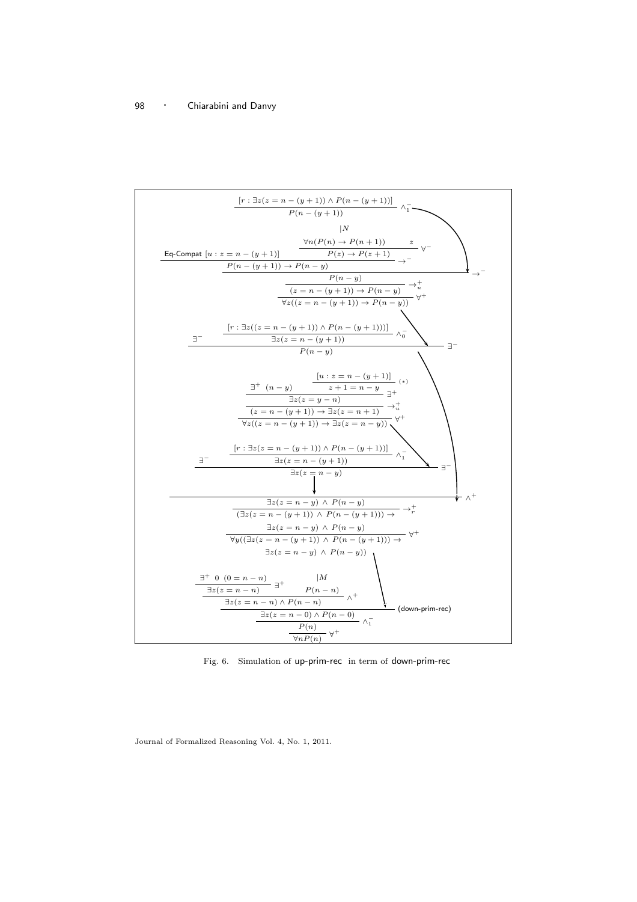$$
\dfrac{[r : \exists z(z = n-(y+1)) \wedge P(n-(y+1))]}{P(n-(y+1))} \wedge_1^-
$$

$$
|N
$$

$$
\dfrac{\mathsf{Eq\text{-}Compat}\ [u : z = n-(y+1)] \qquad \dfrac{\forall n(P(n) \to P(n+1)) \qquad z}{P(z) \to P(z+1)} \forall^-}{P(n-(y+1)) \to P(n-y)} \to^-
$$

$$
\dfrac{\dfrac{\dfrac{P(n-y)}{(z = n-(y+1)) \to P(n-y)} \to_u^+}{\forall z((z = n-(y+1)) \to P(n-y))} \forall^+}{} \to^-
$$

$$
\dfrac{\exists^- \qquad \dfrac{[r : \exists z((z = n-(y+1)) \wedge P(n-(y+1)))]}{\exists z(z = n-(y+1))} \wedge_0^-}{P(n-y)} \exists^-
$$

$$
\dfrac{\dfrac{\exists^+\ (n-y) \qquad \dfrac{[u : z = n-(y+1)]}{z+1 = n-y} (*)}{\exists z(z = y-n)} \exists^+}{\dfrac{(z = n-(y+1)) \to \exists z(z = n+1)}{\forall z((z = n-(y+1)) \to \exists z(z = n-y))} \forall^+} \to_u^+
$$

$$
\dfrac{\exists^- \qquad \dfrac{[r : \exists z(z = n-(y+1)) \wedge P(n-(y+1))]}{\exists z(z = n-(y+1))} \wedge_1^-}{\exists z(z = n-y)} \exists^-
$$

$$
\dfrac{}{\exists z(z = n-y) \wedge P(n-y)} \wedge^+
$$

$$
\dfrac{\exists z(z = n-y) \wedge P(n-y)}{(\exists z(z = n-(y+1)) \wedge P(n-(y+1))) \to \exists z(z = n-y) \wedge P(n-y)} \to_r^+
$$

$$
\dfrac{}{\forall y((\exists z(z = n-(y+1)) \wedge P(n-(y+1))) \to \exists z(z = n-y) \wedge P(n-y))} \forall^+
$$

$$
\dfrac{\dfrac{\dfrac{\exists^+\ 0\ (0 = n-n)}{\exists z(z = n-n)} \exists^+ \qquad \overset{|M}{P(n-n)}}{\exists z(z = n-n) \wedge P(n-n)} \wedge^+}{\dfrac{\dfrac{\exists z(z = n-0) \wedge P(n-0)}{P(n)} \wedge_1^-}{\forall n P(n)} \forall^+} (\mathsf{down\text{-}prim\text{-}rec})
$$

Fig. 6. Simulation of up-prim-rec in term of down-prim-rec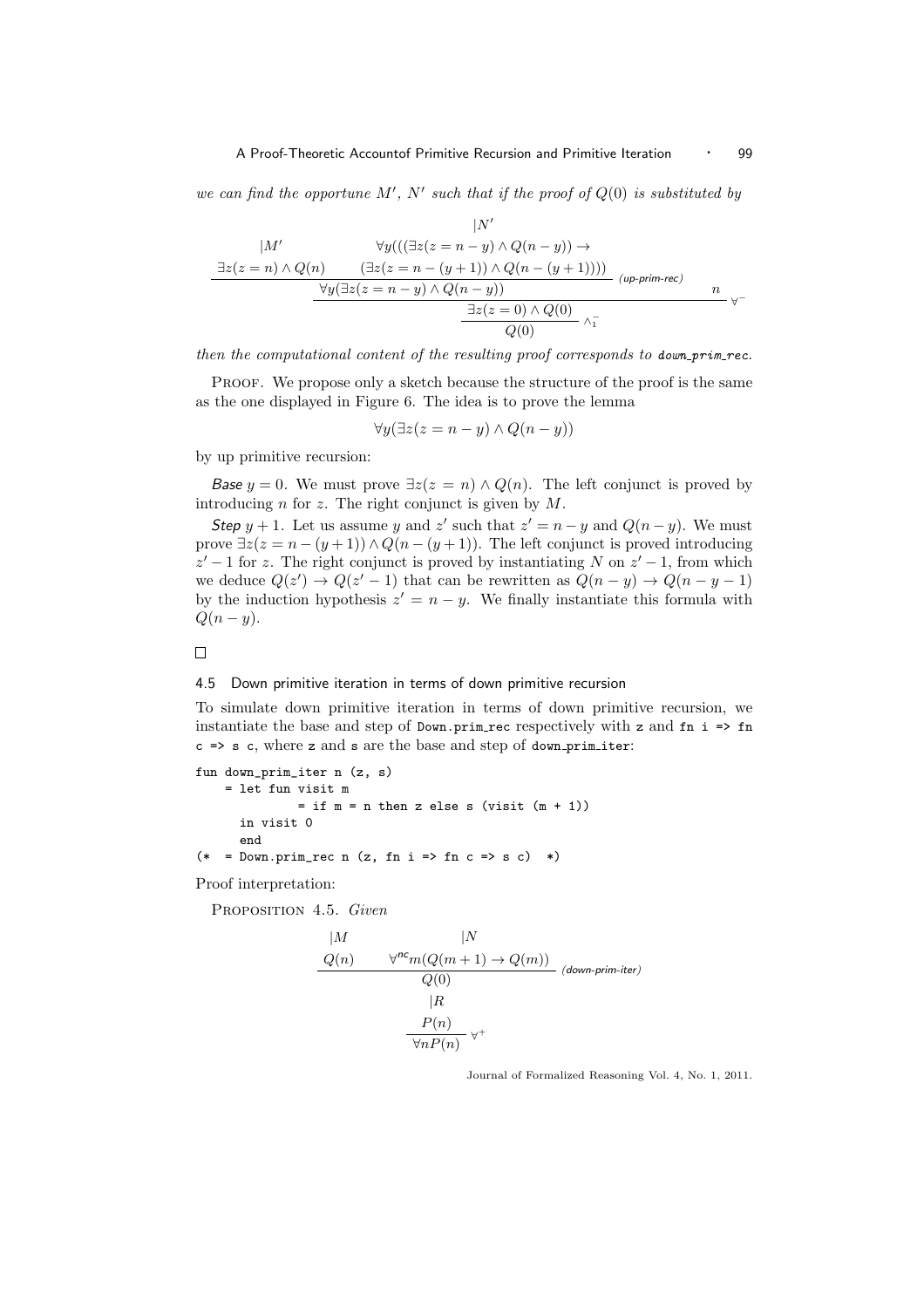*we can find the opportune $M'$, $N'$ such that if the proof of $Q(0)$ is substituted by*

$$
\dfrac{\dfrac{\begin{array}{c}|M'\\ \exists z(z=n)\wedge Q(n)\end{array} \qquad \begin{array}{c}|N'\\ \forall y(((\exists z(z=n-y)\wedge Q(n-y))\rightarrow \\ (\exists z(z=n-(y+1))\wedge Q(n-(y+1))))\end{array}}{\forall y(\exists z(z=n-y)\wedge Q(n-y))}\ \textit{(up-prim-rec)} \qquad n}{\dfrac{\exists z(z=0)\wedge Q(0)}{Q(0)}\ \wedge_1^-}\ \forall^-
$$

*then the computational content of the resulting proof corresponds to* `down_prim_rec`*.*

Proof. We propose only a sketch because the structure of the proof is the same as the one displayed in Figure 6. The idea is to prove the lemma

$$\forall y(\exists z(z = n - y) \wedge Q(n - y))$$

by up primitive recursion:

*Base* $y = 0$. We must prove $\exists z(z = n) \wedge Q(n)$. The left conjunct is proved by introducing $n$ for $z$. The right conjunct is given by $M$.

*Step* $y + 1$. Let us assume $y$ and $z'$ such that $z' = n - y$ and $Q(n - y)$. We must prove $\exists z(z = n - (y + 1)) \wedge Q(n - (y + 1))$. The left conjunct is proved introducing $z' - 1$ for $z$. The right conjunct is proved by instantiating $N$ on $z' - 1$, from which we deduce $Q(z') \rightarrow Q(z' - 1)$ that can be rewritten as $Q(n - y) \rightarrow Q(n - y - 1)$ by the induction hypothesis $z' = n - y$. We finally instantiate this formula with $Q(n - y)$.

□

### 4.5 Down primitive iteration in terms of down primitive recursion

To simulate down primitive iteration in terms of down primitive recursion, we instantiate the base and step of `Down.prim_rec` respectively with `z` and `fn i => fn c => s c`, where `z` and `s` are the base and step of `down_prim_iter`:

```
fun down_prim_iter n (z, s)
    = let fun visit m
              = if m = n then z else s (visit (m + 1))
      in visit 0
      end
(*  = Down.prim_rec n (z, fn i => fn c => s c)  *)
```

Proof interpretation:

Proposition 4.5. *Given*

$$
\dfrac{\begin{array}{c}|M\\ Q(n)\end{array} \qquad \begin{array}{c}|N\\ \forall^{nc} m(Q(m+1)\rightarrow Q(m))\end{array}}{Q(0)}\ \textit{(down-prim-iter)}
$$

$$
\begin{array}{c}|R\\ \dfrac{P(n)}{\forall n P(n)}\ \forall^+\end{array}
$$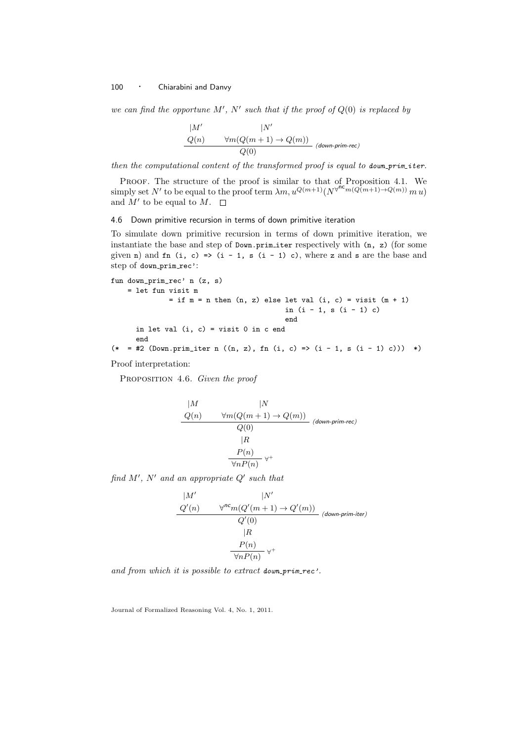*we can find the opportune $M'$, $N'$ such that if the proof of $Q(0)$ is replaced by*

$$\dfrac{\begin{array}{c}|M'\\ Q(n)\end{array} \qquad \begin{array}{c}|N'\\ \forall m(Q(m+1) \to Q(m))\end{array}}{Q(0)} \text{ (down-prim-rec)}$$

*then the computational content of the transformed proof is equal to* `down_prim_iter`.

Proof. The structure of the proof is similar to that of Proposition 4.1. We simply set $N'$ to be equal to the proof term $\lambda m, u^{Q(m+1)}(N^{\forall^{\mathsf{nc}} m(Q(m+1) \to Q(m))}\, m\, u)$ and $M'$ to be equal to $M$. $\square$

### 4.6 Down primitive recursion in terms of down primitive iteration

To simulate down primitive recursion in terms of down primitive iteration, we instantiate the base and step of `Down.prim_iter` respectively with `(n, z)` (for some given `n`) and `fn (i, c) => (i - 1, s (i - 1) c)`, where `z` and `s` are the base and step of `down_prim_rec'`:

```
fun down_prim_rec' n (z, s)
    = let fun visit m
              = if m = n then (n, z) else let val (i, c) = visit (m + 1)
                                          in (i - 1, s (i - 1) c)
                                          end
      in let val (i, c) = visit 0 in c end
      end
(*  = #2 (Down.prim_iter n ((n, z), fn (i, c) => (i - 1, s (i - 1) c)))  *)
```

Proof interpretation:

Proposition 4.6. *Given the proof*

$$\dfrac{\dfrac{\dfrac{\begin{array}{c}|M\\ Q(n)\end{array} \qquad \begin{array}{c}|N\\ \forall m(Q(m+1) \to Q(m))\end{array}}{Q(0)} \text{ (down-prim-rec)}}{\begin{array}{c}|R\\ P(n)\end{array}}}{\forall n P(n)} \; \forall^+$$

*find $M'$, $N'$ and an appropriate $Q'$ such that*

$$\dfrac{\dfrac{\dfrac{\begin{array}{c}|M'\\ Q'(n)\end{array} \qquad \begin{array}{c}|N'\\ \forall^{nc} m(Q'(m+1) \to Q'(m))\end{array}}{Q'(0)} \text{ (down-prim-iter)}}{\begin{array}{c}|R\\ P(n)\end{array}}}{\forall n P(n)} \; \forall^+$$

*and from which it is possible to extract* `down_prim_rec'`.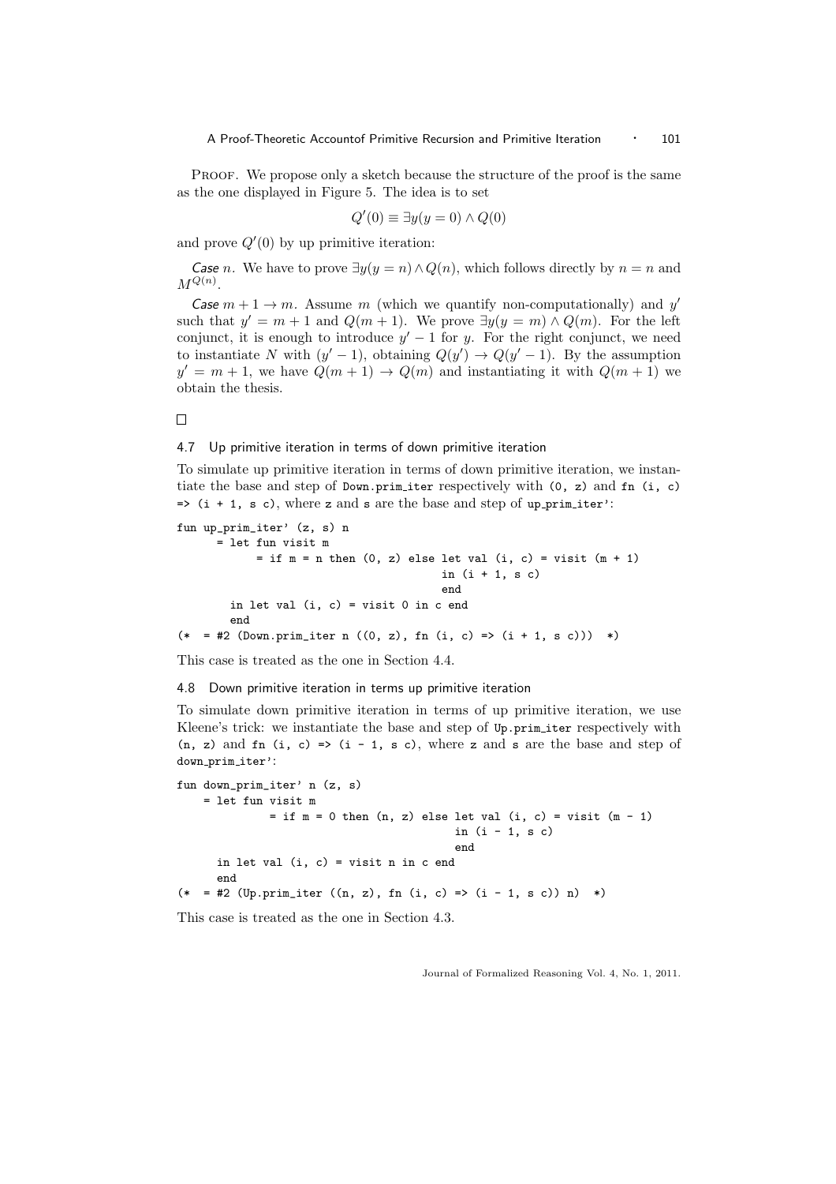PROOF. We propose only a sketch because the structure of the proof is the same as the one displayed in Figure 5. The idea is to set

$$Q'(0) \equiv \exists y(y = 0) \wedge Q(0)$$

and prove $Q'(0)$ by up primitive iteration:

*Case* $n$. We have to prove $\exists y(y = n) \wedge Q(n)$, which follows directly by $n = n$ and $M^{Q(n)}$.

*Case* $m + 1 \rightarrow m$. Assume $m$ (which we quantify non-computationally) and $y'$ such that $y' = m + 1$ and $Q(m + 1)$. We prove $\exists y(y = m) \wedge Q(m)$. For the left conjunct, it is enough to introduce $y' - 1$ for $y$. For the right conjunct, we need to instantiate $N$ with $(y' - 1)$, obtaining $Q(y') \rightarrow Q(y' - 1)$. By the assumption $y' = m + 1$, we have $Q(m + 1) \rightarrow Q(m)$ and instantiating it with $Q(m + 1)$ we obtain the thesis.

□

### 4.7 Up primitive iteration in terms of down primitive iteration

To simulate up primitive iteration in terms of down primitive iteration, we instantiate the base and step of `Down.prim_iter` respectively with `(0, z)` and `fn (i, c) => (i + 1, s c)`, where `z` and `s` are the base and step of `up_prim_iter'`:

```
fun up_prim_iter' (z, s) n
      = let fun visit m
            = if m = n then (0, z) else let val (i, c) = visit (m + 1)
                                        in (i + 1, s c)
                                        end
        in let val (i, c) = visit 0 in c end
        end
(*  = #2 (Down.prim_iter n ((0, z), fn (i, c) => (i + 1, s c)))  *)
```

This case is treated as the one in Section 4.4.

### 4.8 Down primitive iteration in terms up primitive iteration

To simulate down primitive iteration in terms of up primitive iteration, we use Kleene's trick: we instantiate the base and step of `Up.prim_iter` respectively with `(n, z)` and `fn (i, c) => (i - 1, s c)`, where `z` and `s` are the base and step of `down_prim_iter'`:

```
fun down_prim_iter' n (z, s)
    = let fun visit m
              = if m = 0 then (n, z) else let val (i, c) = visit (m - 1)
                                          in (i - 1, s c)
                                          end
      in let val (i, c) = visit n in c end
      end
(*  = #2 (Up.prim_iter ((n, z), fn (i, c) => (i - 1, s c)) n)  *)
```

This case is treated as the one in Section 4.3.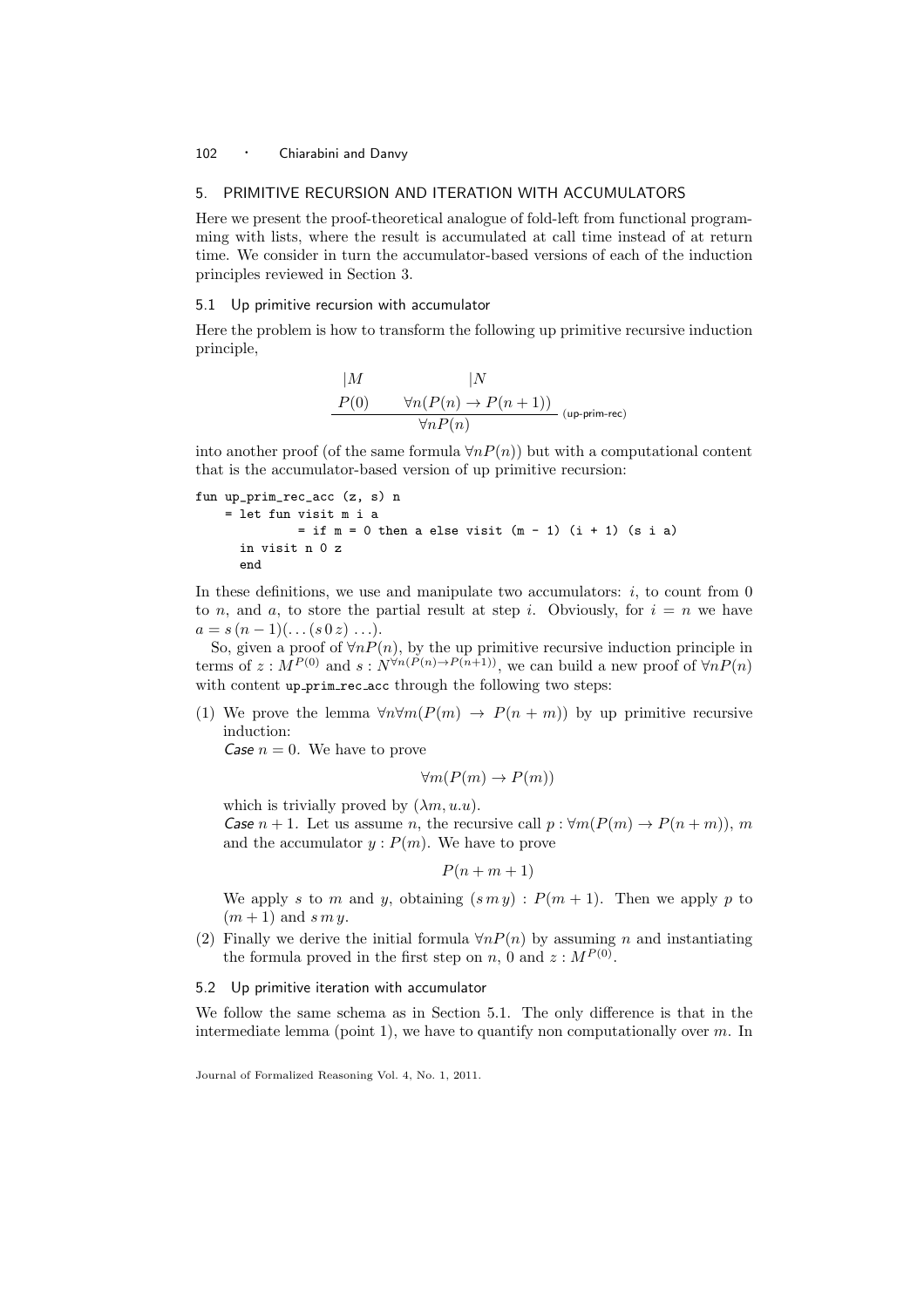## 5. PRIMITIVE RECURSION AND ITERATION WITH ACCUMULATORS

Here we present the proof-theoretical analogue of fold-left from functional programming with lists, where the result is accumulated at call time instead of at return time. We consider in turn the accumulator-based versions of each of the induction principles reviewed in Section 3.

### 5.1 Up primitive recursion with accumulator

Here the problem is how to transform the following up primitive recursive induction principle,

$$\frac{\begin{matrix}|M \\ P(0)\end{matrix} \qquad \begin{matrix}|N \\ \forall n(P(n) \to P(n+1))\end{matrix}}{\forall n P(n)} \text{ (up-prim-rec)}$$

into another proof (of the same formula $\forall n P(n)$) but with a computational content that is the accumulator-based version of up primitive recursion:

```
fun up_prim_rec_acc (z, s) n
    = let fun visit m i a
              = if m = 0 then a else visit (m - 1) (i + 1) (s i a)
      in visit n 0 z
      end
```

In these definitions, we use and manipulate two accumulators: $i$, to count from 0 to $n$, and $a$, to store the partial result at step $i$. Obviously, for $i = n$ we have $a = s\,(n-1)(\ldots(s\,0\,z)\ldots)$.

So, given a proof of $\forall n P(n)$, by the up primitive recursive induction principle in terms of $z : M^{P(0)}$ and $s : N^{\forall n(P(n) \to P(n+1))}$, we can build a new proof of $\forall n P(n)$ with content up_prim_rec_acc through the following two steps:

(1) We prove the lemma $\forall n \forall m(P(m) \to P(n+m))$ by up primitive recursive induction:
*Case* $n = 0$. We have to prove

$$\forall m(P(m) \to P(m))$$

which is trivially proved by $(\lambda m, u.u)$.
*Case* $n+1$. Let us assume $n$, the recursive call $p : \forall m(P(m) \to P(n+m))$, $m$ and the accumulator $y : P(m)$. We have to prove

$$P(n+m+1)$$

We apply $s$ to $m$ and $y$, obtaining $(s\,m\,y) : P(m+1)$. Then we apply $p$ to $(m+1)$ and $s\,m\,y$.

(2) Finally we derive the initial formula $\forall n P(n)$ by assuming $n$ and instantiating the formula proved in the first step on $n$, $0$ and $z : M^{P(0)}$.

### 5.2 Up primitive iteration with accumulator

We follow the same schema as in Section 5.1. The only difference is that in the intermediate lemma (point 1), we have to quantify non computationally over $m$. In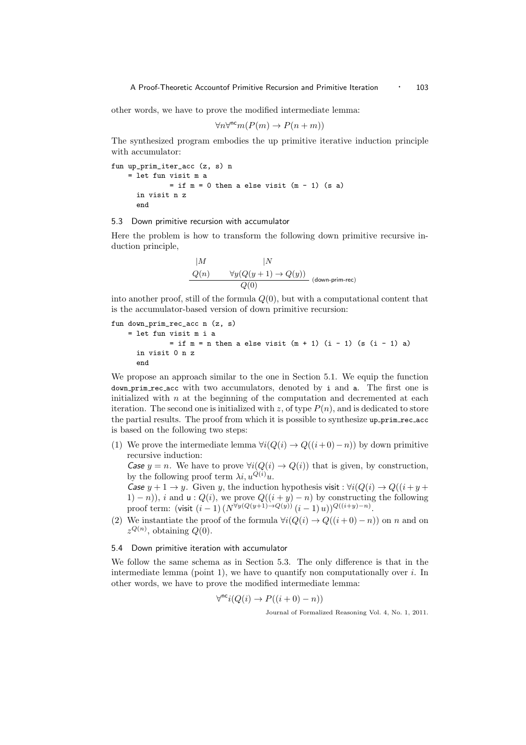other words, we have to prove the modified intermediate lemma:

$$\forall n \forall^{\mathsf{nc}} m (P(m) \rightarrow P(n+m))$$

The synthesized program embodies the up primitive iterative induction principle with accumulator:

```
fun up_prim_iter_acc (z, s) n
    = let fun visit m a
            = if m = 0 then a else visit (m - 1) (s a)
      in visit n z
      end
```

### 5.3 Down primitive recursion with accumulator

Here the problem is how to transform the following down primitive recursive induction principle,

$$\dfrac{\begin{array}{cc} |M & |N \\ Q(n) & \forall y(Q(y+1) \rightarrow Q(y)) \end{array}}{Q(0)} \text{ (down-prim-rec)}$$

into another proof, still of the formula $Q(0)$, but with a computational content that is the accumulator-based version of down primitive recursion:

```
fun down_prim_rec_acc n (z, s)
    = let fun visit m i a
            = if m = n then a else visit (m + 1) (i - 1) (s (i - 1) a)
      in visit 0 n z
      end
```

We propose an approach similar to the one in Section 5.1. We equip the function down_prim_rec_acc with two accumulators, denoted by i and a. The first one is initialized with $n$ at the beginning of the computation and decremented at each iteration. The second one is initialized with $z$, of type $P(n)$, and is dedicated to store the partial results. The proof from which it is possible to synthesize up_prim_rec_acc is based on the following two steps:

(1) We prove the intermediate lemma $\forall i(Q(i) \rightarrow Q((i+0)-n))$ by down primitive recursive induction:
*Case* $y = n$. We have to prove $\forall i(Q(i) \rightarrow Q(i))$ that is given, by construction, by the following proof term $\lambda i, u^{Q(i)} u$.
*Case* $y + 1 \rightarrow y$. Given $y$, the induction hypothesis $\mathsf{visit} : \forall i(Q(i) \rightarrow Q((i+y+1)-n))$, $i$ and $\mathsf{u} : Q(i)$, we prove $Q((i+y)-n)$ by constructing the following proof term: $(\mathsf{visit}\ (i-1)\ (N^{\forall y(Q(y+1) \rightarrow Q(y))}\ (i-1)\ u))^{Q((i+y)-n)}$.

(2) We instantiate the proof of the formula $\forall i(Q(i) \rightarrow Q((i+0)-n))$ on $n$ and on $z^{Q(n)}$, obtaining $Q(0)$.

### 5.4 Down primitive iteration with accumulator

We follow the same schema as in Section 5.3. The only difference is that in the intermediate lemma (point 1), we have to quantify non computationally over $i$. In other words, we have to prove the modified intermediate lemma:

$$\forall^{\mathsf{nc}} i (Q(i) \rightarrow P((i+0)-n))$$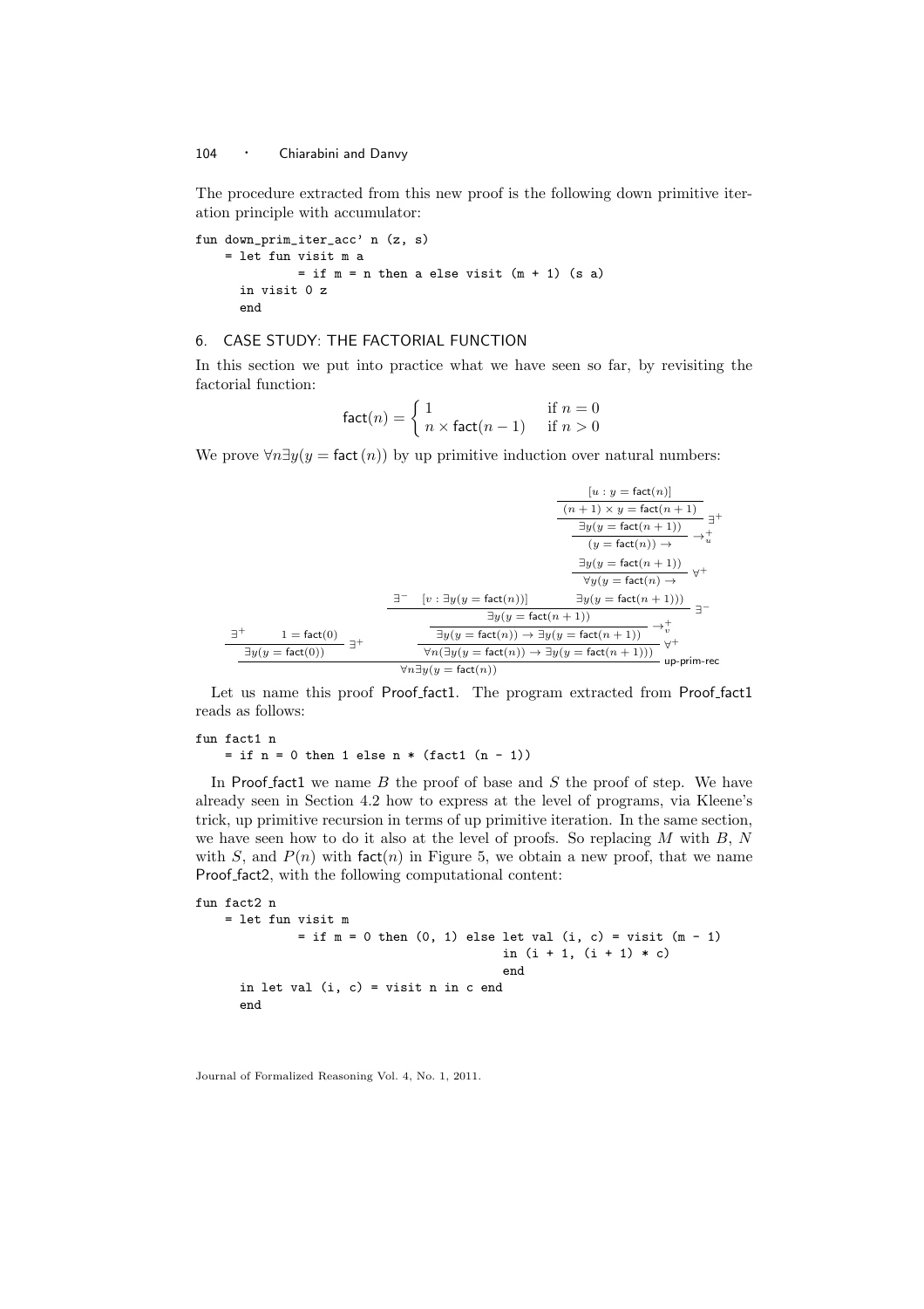The procedure extracted from this new proof is the following down primitive iteration principle with accumulator:

```
fun down_prim_iter_acc' n (z, s)
    = let fun visit m a
              = if m = n then a else visit (m + 1) (s a)
      in visit 0 z
      end
```

## 6. CASE STUDY: THE FACTORIAL FUNCTION

In this section we put into practice what we have seen so far, by revisiting the factorial function:

$$\mathsf{fact}(n) = \begin{cases} 1 & \text{if } n = 0 \\ n \times \mathsf{fact}(n-1) & \text{if } n > 0 \end{cases}$$

We prove $\forall n \exists y (y = \mathsf{fact}(n))$ by up primitive induction over natural numbers:

$$\dfrac{\dfrac{\exists^+ \quad 1 = \mathsf{fact}(0)}{\exists y (y = \mathsf{fact}(0))}\ \exists^+ \qquad \dfrac{\dfrac{\dfrac{\exists^- \quad [v : \exists y (y = \mathsf{fact}(n))] \qquad \dfrac{\dfrac{\dfrac{\dfrac{[u : y = \mathsf{fact}(n)]}{(n+1) \times y = \mathsf{fact}(n+1)}}{\exists y (y = \mathsf{fact}(n+1))}\ \exists^+}{(y = \mathsf{fact}(n)) \to \exists y (y = \mathsf{fact}(n+1))}\ \to^+_u}{\forall y (y = \mathsf{fact}(n) \to \exists y (y = \mathsf{fact}(n+1)))}\ \forall^+}{\exists y (y = \mathsf{fact}(n+1))}\ \exists^-}{\exists y (y = \mathsf{fact}(n)) \to \exists y (y = \mathsf{fact}(n+1))}\ \to^+_v}{\forall n (\exists y (y = \mathsf{fact}(n)) \to \exists y (y = \mathsf{fact}(n+1)))}\ \forall^+}{\forall n \exists y (y = \mathsf{fact}(n))}\ \text{up-prim-rec}$$

Let us name this proof Proof_fact1. The program extracted from Proof_fact1 reads as follows:

```
fun fact1 n
    = if n = 0 then 1 else n * (fact1 (n - 1))
```

In Proof_fact1 we name $B$ the proof of base and $S$ the proof of step. We have already seen in Section 4.2 how to express at the level of programs, via Kleene's trick, up primitive recursion in terms of up primitive iteration. In the same section, we have seen how to do it also at the level of proofs. So replacing $M$ with $B$, $N$ with $S$, and $P(n)$ with $\mathsf{fact}(n)$ in Figure 5, we obtain a new proof, that we name Proof_fact2, with the following computational content:

```
fun fact2 n
    = let fun visit m
              = if m = 0 then (0, 1) else let val (i, c) = visit (m - 1)
                                          in (i + 1, (i + 1) * c)
                                          end
      in let val (i, c) = visit n in c end
      end
```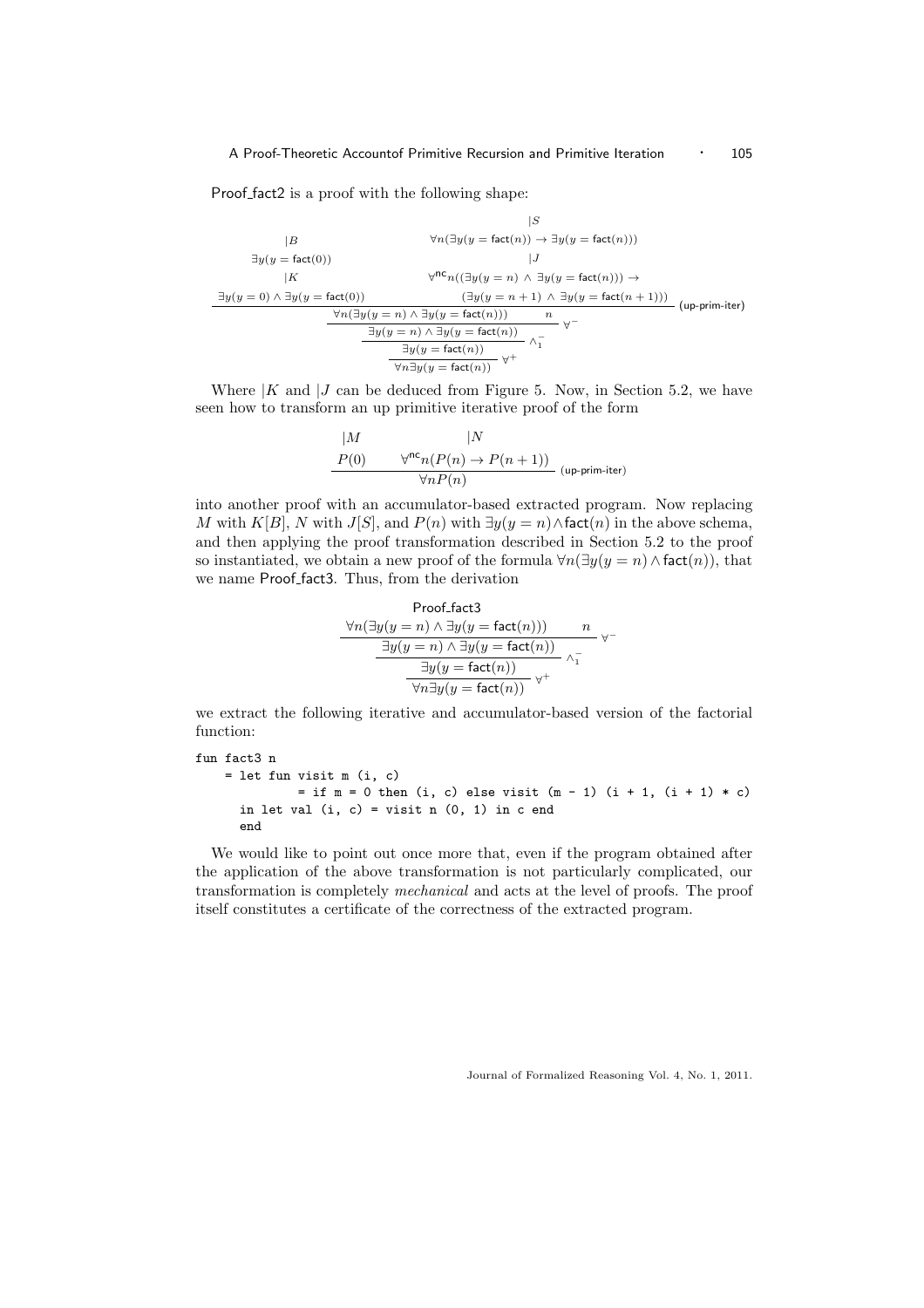Proof_fact2 is a proof with the following shape:

$$
\dfrac{\dfrac{\dfrac{\dfrac{\begin{array}{c} |B \\ \exists y(y = \mathsf{fact}(0)) \\ |K \\ \exists y(y = 0) \wedge \exists y(y = \mathsf{fact}(0)) \end{array} \qquad \begin{array}{c} |S \\ \forall n(\exists y(y = \mathsf{fact}(n)) \rightarrow \exists y(y = \mathsf{fact}(n))) \\ |J \\ \forall^{\mathsf{nc}} n((\exists y(y = n) \wedge \exists y(y = \mathsf{fact}(n))) \rightarrow \\ (\exists y(y = n+1) \wedge \exists y(y = \mathsf{fact}(n+1))) \end{array}}{\forall n(\exists y(y = n) \wedge \exists y(y = \mathsf{fact}(n)))}\ (\text{up-prim-iter}) \qquad n}{\exists y(y = n) \wedge \exists y(y = \mathsf{fact}(n))}\ \forall^-}{\exists y(y = \mathsf{fact}(n))}\ \wedge_1^-}{\forall n \exists y(y = \mathsf{fact}(n))}\ \forall^+
$$

Where $|K$ and $|J$ can be deduced from Figure 5. Now, in Section 5.2, we have seen how to transform an up primitive iterative proof of the form

$$
\dfrac{\begin{array}{c} |M \\ P(0) \end{array} \qquad \begin{array}{c} |N \\ \forall^{\mathsf{nc}} n(P(n) \rightarrow P(n+1)) \end{array}}{\forall n P(n)}\ (\text{up-prim-iter})
$$

into another proof with an accumulator-based extracted program. Now replacing $M$ with $K[B]$, $N$ with $J[S]$, and $P(n)$ with $\exists y(y = n) \wedge \mathsf{fact}(n)$ in the above schema, and then applying the proof transformation described in Section 5.2 to the proof so instantiated, we obtain a new proof of the formula $\forall n(\exists y(y = n) \wedge \mathsf{fact}(n))$, that we name Proof_fact3. Thus, from the derivation

$$
\dfrac{\dfrac{\dfrac{\begin{array}{c} \text{Proof\_fact3} \\ \forall n(\exists y(y = n) \wedge \exists y(y = \mathsf{fact}(n))) \end{array} \qquad n}{\exists y(y = n) \wedge \exists y(y = \mathsf{fact}(n))}\ \forall^-}{\exists y(y = \mathsf{fact}(n))}\ \wedge_1^-}{\forall n \exists y(y = \mathsf{fact}(n))}\ \forall^+
$$

we extract the following iterative and accumulator-based version of the factorial function:

```
fun fact3 n
    = let fun visit m (i, c)
              = if m = 0 then (i, c) else visit (m - 1) (i + 1, (i + 1) * c)
      in let val (i, c) = visit n (0, 1) in c end
      end
```

We would like to point out once more that, even if the program obtained after the application of the above transformation is not particularly complicated, our transformation is completely *mechanical* and acts at the level of proofs. The proof itself constitutes a certificate of the correctness of the extracted program.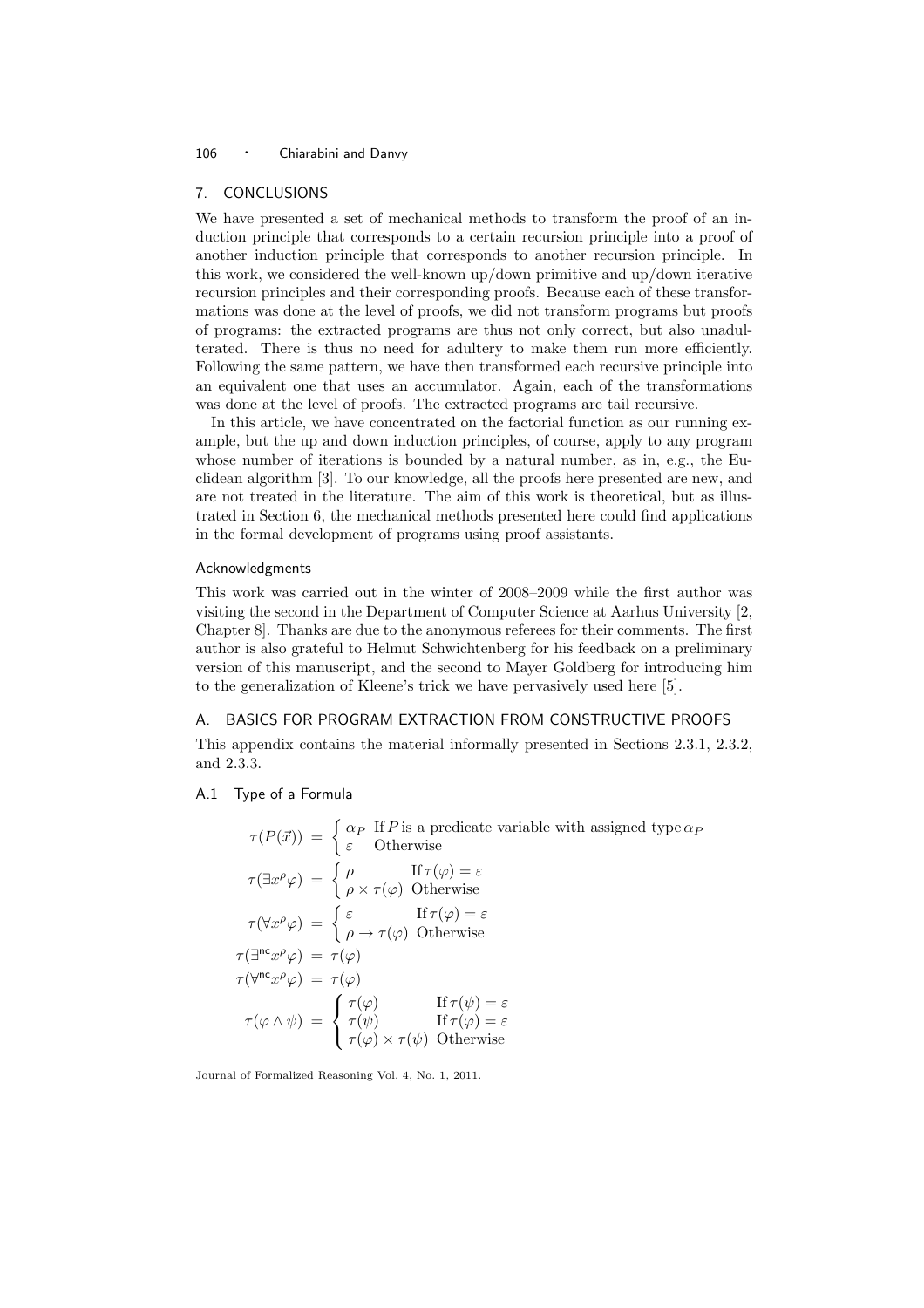## 7. CONCLUSIONS

We have presented a set of mechanical methods to transform the proof of an induction principle that corresponds to a certain recursion principle into a proof of another induction principle that corresponds to another recursion principle. In this work, we considered the well-known up/down primitive and up/down iterative recursion principles and their corresponding proofs. Because each of these transformations was done at the level of proofs, we did not transform programs but proofs of programs: the extracted programs are thus not only correct, but also unadulterated. There is thus no need for adultery to make them run more efficiently. Following the same pattern, we have then transformed each recursive principle into an equivalent one that uses an accumulator. Again, each of the transformations was done at the level of proofs. The extracted programs are tail recursive.

In this article, we have concentrated on the factorial function as our running example, but the up and down induction principles, of course, apply to any program whose number of iterations is bounded by a natural number, as in, e.g., the Euclidean algorithm [3]. To our knowledge, all the proofs here presented are new, and are not treated in the literature. The aim of this work is theoretical, but as illustrated in Section 6, the mechanical methods presented here could find applications in the formal development of programs using proof assistants.

### Acknowledgments

This work was carried out in the winter of 2008–2009 while the first author was visiting the second in the Department of Computer Science at Aarhus University [2, Chapter 8]. Thanks are due to the anonymous referees for their comments. The first author is also grateful to Helmut Schwichtenberg for his feedback on a preliminary version of this manuscript, and the second to Mayer Goldberg for introducing him to the generalization of Kleene's trick we have pervasively used here [5].

## A. BASICS FOR PROGRAM EXTRACTION FROM CONSTRUCTIVE PROOFS

This appendix contains the material informally presented in Sections 2.3.1, 2.3.2, and 2.3.3.

### A.1 Type of a Formula

$$
\begin{aligned}
\tau(P(\vec{x})) &= \begin{cases} \alpha_P & \text{If } P \text{ is a predicate variable with assigned type } \alpha_P \\ \varepsilon & \text{Otherwise} \end{cases} \\
\tau(\exists x^\rho \varphi) &= \begin{cases} \rho & \text{If } \tau(\varphi) = \varepsilon \\ \rho \times \tau(\varphi) & \text{Otherwise} \end{cases} \\
\tau(\forall x^\rho \varphi) &= \begin{cases} \varepsilon & \text{If } \tau(\varphi) = \varepsilon \\ \rho \to \tau(\varphi) & \text{Otherwise} \end{cases} \\
\tau(\exists^{\mathsf{nc}} x^\rho \varphi) &= \tau(\varphi) \\
\tau(\forall^{\mathsf{nc}} x^\rho \varphi) &= \tau(\varphi) \\
\tau(\varphi \wedge \psi) &= \begin{cases} \tau(\varphi) & \text{If } \tau(\psi) = \varepsilon \\ \tau(\psi) & \text{If } \tau(\varphi) = \varepsilon \\ \tau(\varphi) \times \tau(\psi) & \text{Otherwise} \end{cases}
\end{aligned}
$$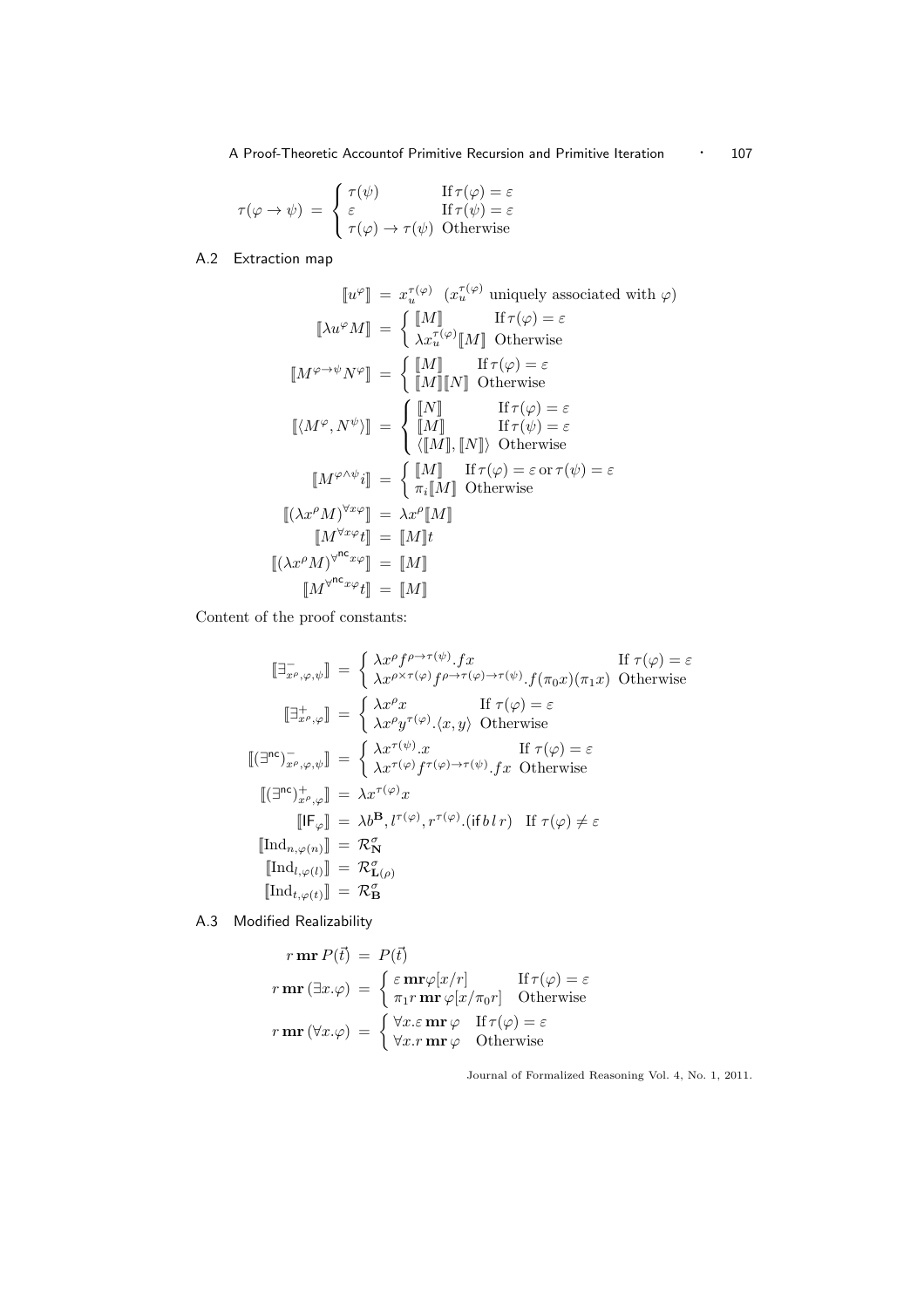$$\tau(\varphi \to \psi) \;=\; \begin{cases} \tau(\psi) & \text{If } \tau(\varphi) = \varepsilon \\ \varepsilon & \text{If } \tau(\psi) = \varepsilon \\ \tau(\varphi) \to \tau(\psi) & \text{Otherwise} \end{cases}$$

## A.2 Extraction map

$$\begin{aligned}
[\![u^\varphi]\!] &= x_u^{\tau(\varphi)} \quad (x_u^{\tau(\varphi)} \text{ uniquely associated with } \varphi) \\
[\![\lambda u^\varphi M]\!] &= \begin{cases} [\![M]\!] & \text{If } \tau(\varphi) = \varepsilon \\ \lambda x_u^{\tau(\varphi)} [\![M]\!] & \text{Otherwise} \end{cases} \\
[\![M^{\varphi \to \psi} N^\varphi]\!] &= \begin{cases} [\![M]\!] & \text{If } \tau(\varphi) = \varepsilon \\ [\![M]\!][\![N]\!] & \text{Otherwise} \end{cases} \\
[\![\langle M^\varphi, N^\psi \rangle]\!] &= \begin{cases} [\![N]\!] & \text{If } \tau(\varphi) = \varepsilon \\ [\![M]\!] & \text{If } \tau(\psi) = \varepsilon \\ \langle [\![M]\!], [\![N]\!] \rangle & \text{Otherwise} \end{cases} \\
[\![M^{\varphi \wedge \psi} i]\!] &= \begin{cases} [\![M]\!] & \text{If } \tau(\varphi) = \varepsilon \text{ or } \tau(\psi) = \varepsilon \\ \pi_i [\![M]\!] & \text{Otherwise} \end{cases} \\
[\![(\lambda x^\rho M)^{\forall x \varphi}]\!] &= \lambda x^\rho [\![M]\!] \\
[\![M^{\forall x \varphi} t]\!] &= [\![M]\!] t \\
[\![(\lambda x^\rho M)^{\forall^{\mathsf{nc}} x \varphi}]\!] &= [\![M]\!] \\
[\![M^{\forall^{\mathsf{nc}} x \varphi} t]\!] &= [\![M]\!]
\end{aligned}$$

Content of the proof constants:

$$\begin{aligned}
[\![\exists^-_{x^\rho, \varphi, \psi}]\!] &= \begin{cases} \lambda x^\rho f^{\rho \to \tau(\psi)}.fx & \text{If } \tau(\varphi) = \varepsilon \\ \lambda x^{\rho \times \tau(\varphi)} f^{\rho \to \tau(\varphi) \to \tau(\psi)}.f(\pi_0 x)(\pi_1 x) & \text{Otherwise} \end{cases} \\
[\![\exists^+_{x^\rho, \varphi}]\!] &= \begin{cases} \lambda x^\rho x & \text{If } \tau(\varphi) = \varepsilon \\ \lambda x^\rho y^{\tau(\varphi)}.\langle x, y \rangle & \text{Otherwise} \end{cases} \\
[\![(\exists^{\mathsf{nc}})^-_{x^\rho, \varphi, \psi}]\!] &= \begin{cases} \lambda x^{\tau(\psi)}.x & \text{If } \tau(\varphi) = \varepsilon \\ \lambda x^{\tau(\varphi)} f^{\tau(\varphi) \to \tau(\psi)}.fx & \text{Otherwise} \end{cases} \\
[\![(\exists^{\mathsf{nc}})^+_{x^\rho, \varphi}]\!] &= \lambda x^{\tau(\varphi)} x \\
[\![\mathsf{IF}_\varphi]\!] &= \lambda b^{\mathbf{B}}, l^{\tau(\varphi)}, r^{\tau(\varphi)}.(\mathsf{if}\, b\, l\, r) \quad \text{If } \tau(\varphi) \neq \varepsilon \\
[\![\mathrm{Ind}_{n, \varphi(n)}]\!] &= \mathcal{R}^\sigma_{\mathbf{N}} \\
[\![\mathrm{Ind}_{l, \varphi(l)}]\!] &= \mathcal{R}^\sigma_{\mathbf{L}(\rho)} \\
[\![\mathrm{Ind}_{t, \varphi(t)}]\!] &= \mathcal{R}^\sigma_{\mathbf{B}}
\end{aligned}$$

## A.3 Modified Realizability

$$\begin{aligned}
r \,\mathbf{mr}\, P(\vec{t}) &= P(\vec{t}) \\
r \,\mathbf{mr}\, (\exists x.\varphi) &= \begin{cases} \varepsilon \,\mathbf{mr} \varphi[x/r] & \text{If } \tau(\varphi) = \varepsilon \\ \pi_1 r \,\mathbf{mr}\, \varphi[x/\pi_0 r] & \text{Otherwise} \end{cases} \\
r \,\mathbf{mr}\, (\forall x.\varphi) &= \begin{cases} \forall x.\varepsilon \,\mathbf{mr}\, \varphi & \text{If } \tau(\varphi) = \varepsilon \\ \forall x.r \,\mathbf{mr}\, \varphi & \text{Otherwise} \end{cases}
\end{aligned}$$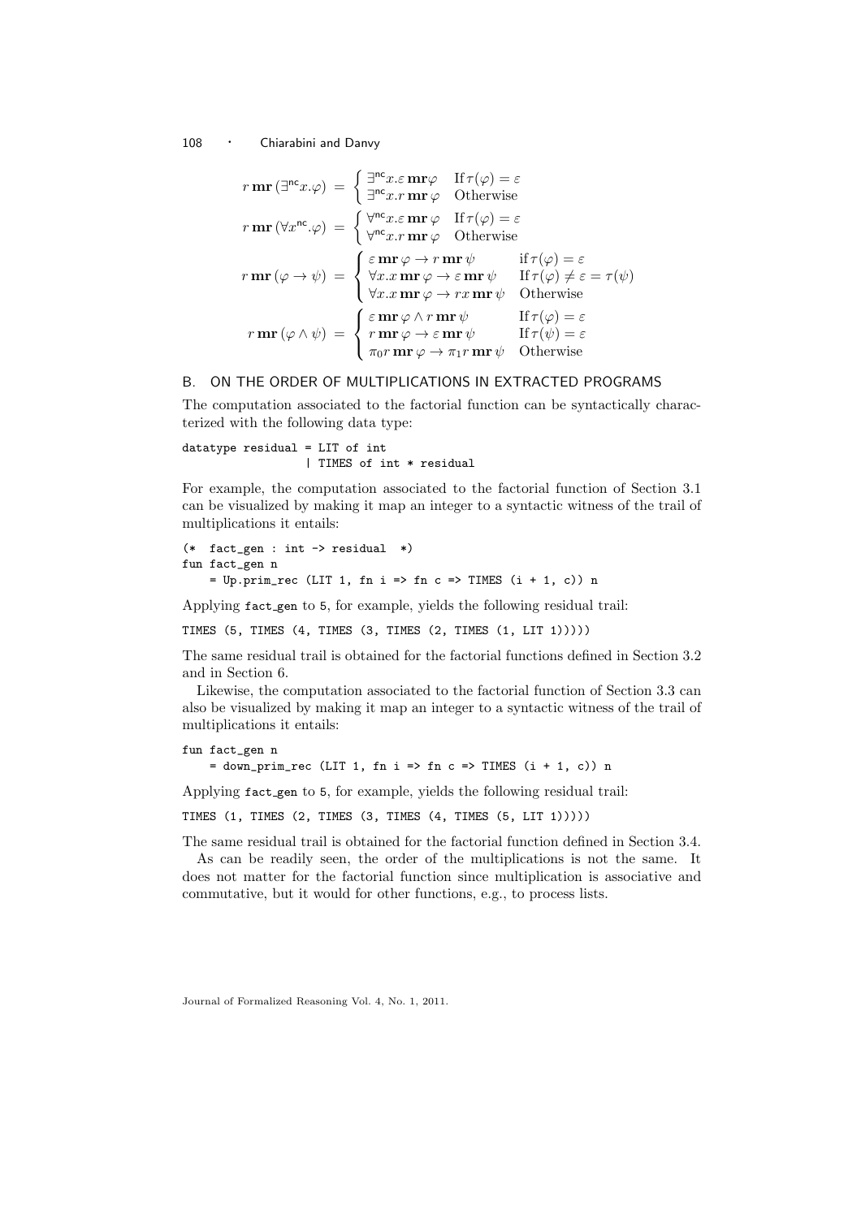$$r\,\mathbf{mr}\,(\exists^{\mathsf{nc}}x.\varphi) \;=\; \begin{cases} \exists^{\mathsf{nc}}x.\varepsilon\,\mathbf{mr}\varphi & \text{If } \tau(\varphi) = \varepsilon \\ \exists^{\mathsf{nc}}x.r\,\mathbf{mr}\,\varphi & \text{Otherwise} \end{cases}$$

$$r\,\mathbf{mr}\,(\forall x^{\mathsf{nc}}.\varphi) \;=\; \begin{cases} \forall^{\mathsf{nc}}x.\varepsilon\,\mathbf{mr}\,\varphi & \text{If } \tau(\varphi) = \varepsilon \\ \forall^{\mathsf{nc}}x.r\,\mathbf{mr}\,\varphi & \text{Otherwise} \end{cases}$$

$$r\,\mathbf{mr}\,(\varphi \to \psi) \;=\; \begin{cases} \varepsilon\,\mathbf{mr}\,\varphi \to r\,\mathbf{mr}\,\psi & \text{if } \tau(\varphi) = \varepsilon \\ \forall x.x\,\mathbf{mr}\,\varphi \to \varepsilon\,\mathbf{mr}\,\psi & \text{If } \tau(\varphi) \neq \varepsilon = \tau(\psi) \\ \forall x.x\,\mathbf{mr}\,\varphi \to rx\,\mathbf{mr}\,\psi & \text{Otherwise} \end{cases}$$

$$r\,\mathbf{mr}\,(\varphi \wedge \psi) \;=\; \begin{cases} \varepsilon\,\mathbf{mr}\,\varphi \wedge r\,\mathbf{mr}\,\psi & \text{If } \tau(\varphi) = \varepsilon \\ r\,\mathbf{mr}\,\varphi \to \varepsilon\,\mathbf{mr}\,\psi & \text{If } \tau(\psi) = \varepsilon \\ \pi_0 r\,\mathbf{mr}\,\varphi \to \pi_1 r\,\mathbf{mr}\,\psi & \text{Otherwise} \end{cases}$$

## B. ON THE ORDER OF MULTIPLICATIONS IN EXTRACTED PROGRAMS

The computation associated to the factorial function can be syntactically characterized with the following data type:

```
datatype residual = LIT of int
                  | TIMES of int * residual
```

For example, the computation associated to the factorial function of Section 3.1 can be visualized by making it map an integer to a syntactic witness of the trail of multiplications it entails:

```
(*  fact_gen : int -> residual  *)
fun fact_gen n
    = Up.prim_rec (LIT 1, fn i => fn c => TIMES (i + 1, c)) n
```

Applying fact_gen to 5, for example, yields the following residual trail:

```
TIMES (5, TIMES (4, TIMES (3, TIMES (2, TIMES (1, LIT 1)))))
```

The same residual trail is obtained for the factorial functions defined in Section 3.2 and in Section 6.

Likewise, the computation associated to the factorial function of Section 3.3 can also be visualized by making it map an integer to a syntactic witness of the trail of multiplications it entails:

```
fun fact_gen n
    = down_prim_rec (LIT 1, fn i => fn c => TIMES (i + 1, c)) n
```

Applying fact_gen to 5, for example, yields the following residual trail:

```
TIMES (1, TIMES (2, TIMES (3, TIMES (4, TIMES (5, LIT 1)))))
```

The same residual trail is obtained for the factorial function defined in Section 3.4.

As can be readily seen, the order of the multiplications is not the same. It does not matter for the factorial function since multiplication is associative and commutative, but it would for other functions, e.g., to process lists.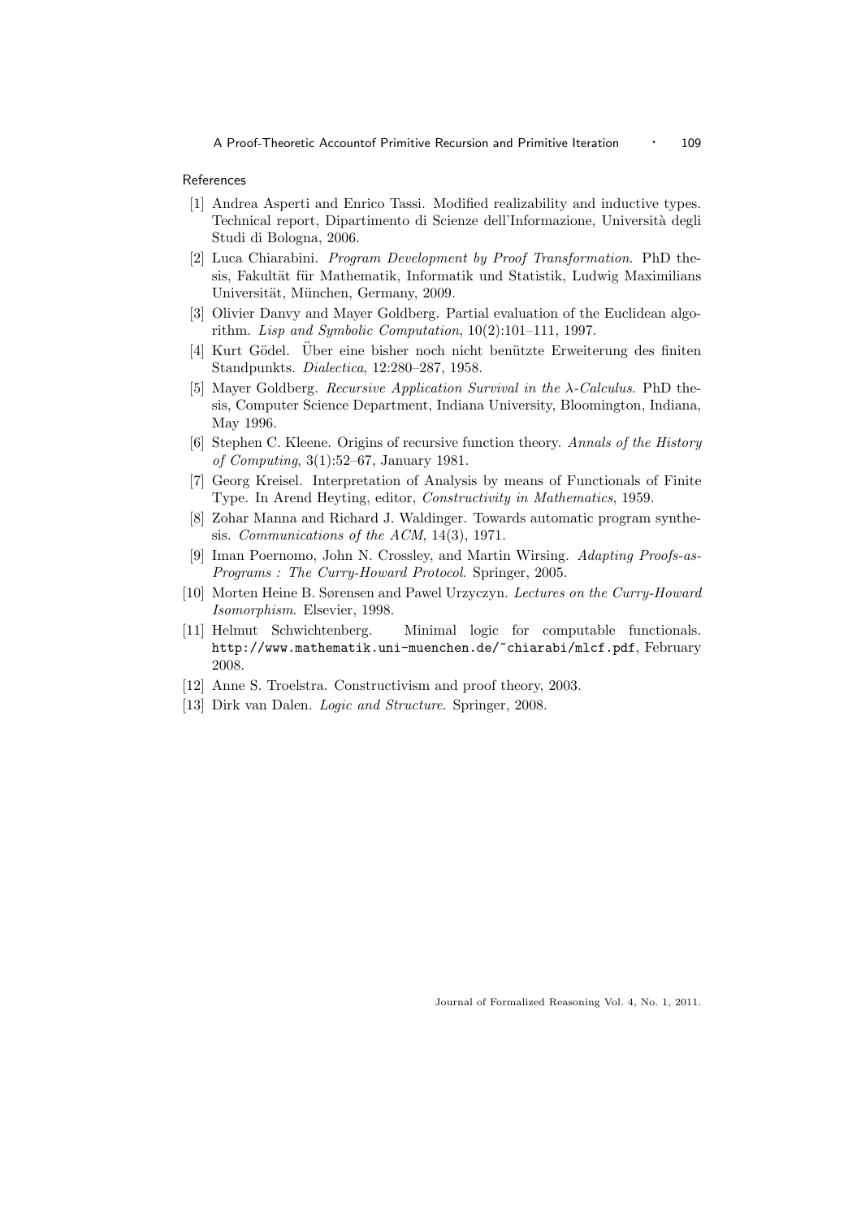## References

[1] Andrea Asperti and Enrico Tassi. Modified realizability and inductive types. Technical report, Dipartimento di Scienze dell'Informazione, Università degli Studi di Bologna, 2006.

[2] Luca Chiarabini. *Program Development by Proof Transformation*. PhD thesis, Fakultät für Mathematik, Informatik und Statistik, Ludwig Maximilians Universität, München, Germany, 2009.

[3] Olivier Danvy and Mayer Goldberg. Partial evaluation of the Euclidean algorithm. *Lisp and Symbolic Computation*, 10(2):101–111, 1997.

[4] Kurt Gödel. Über eine bisher noch nicht benützte Erweiterung des finiten Standpunkts. *Dialectica*, 12:280–287, 1958.

[5] Mayer Goldberg. *Recursive Application Survival in the $\lambda$-Calculus*. PhD thesis, Computer Science Department, Indiana University, Bloomington, Indiana, May 1996.

[6] Stephen C. Kleene. Origins of recursive function theory. *Annals of the History of Computing*, 3(1):52–67, January 1981.

[7] Georg Kreisel. Interpretation of Analysis by means of Functionals of Finite Type. In Arend Heyting, editor, *Constructivity in Mathematics*, 1959.

[8] Zohar Manna and Richard J. Waldinger. Towards automatic program synthesis. *Communications of the ACM*, 14(3), 1971.

[9] Iman Poernomo, John N. Crossley, and Martin Wirsing. *Adapting Proofs-as-Programs : The Curry-Howard Protocol*. Springer, 2005.

[10] Morten Heine B. Sørensen and Pawel Urzyczyn. *Lectures on the Curry-Howard Isomorphism*. Elsevier, 1998.

[11] Helmut Schwichtenberg. Minimal logic for computable functionals. `http://www.mathematik.uni-muenchen.de/~chiarabi/mlcf.pdf`, February 2008.

[12] Anne S. Troelstra. Constructivism and proof theory, 2003.

[13] Dirk van Dalen. *Logic and Structure*. Springer, 2008.